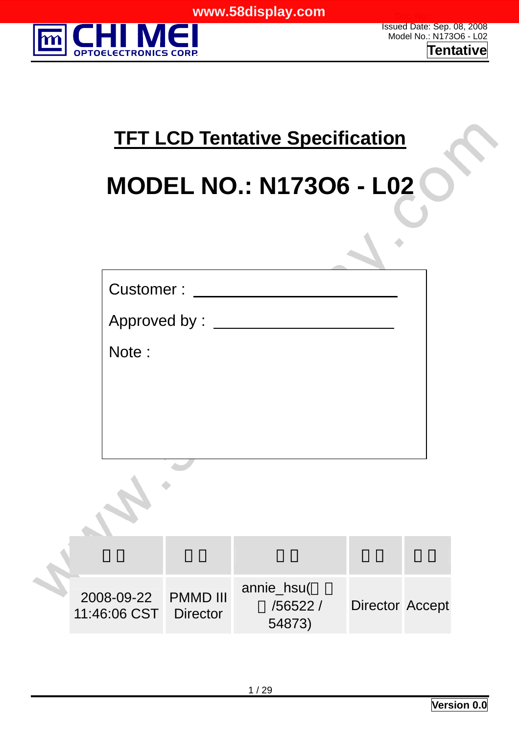# TFT LCD Tentative Specification

# MODEL NO.: N173O6 - L02

Customer : ________________________

Approved by : ______________________

Note :

| □□ | □□ | □□ | □□ | □□ |
|---|---|---|---|---|
| 2008-09-22 11:46:06 CST | PMMD III Director | annie_hsu(□□□/56522 / 54873) | Director | Accept |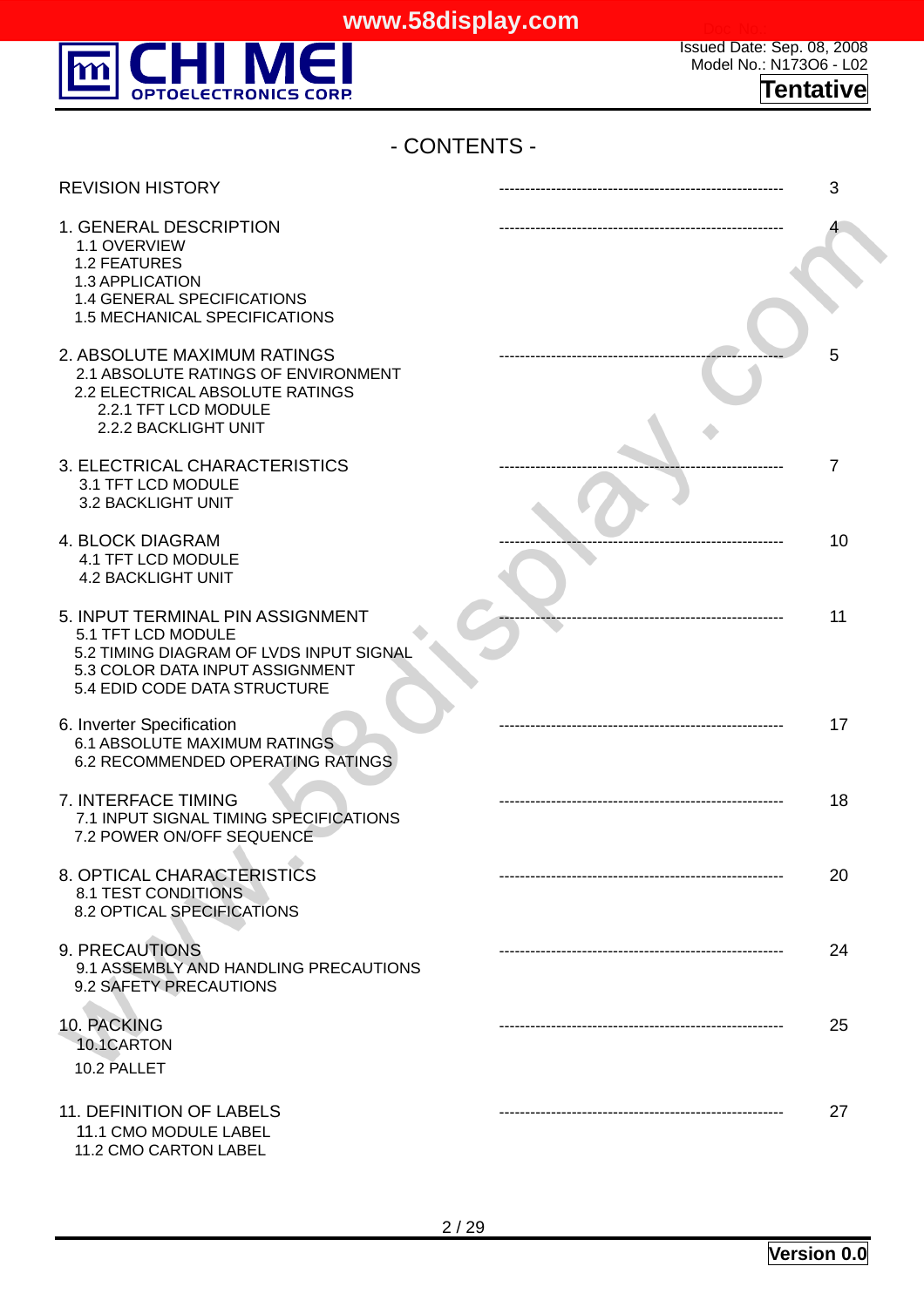# - CONTENTS -

REVISION HISTORY ------------------------------------------------------- 3

1. GENERAL DESCRIPTION ------------------------------------------------------- 4
   - 1.1 OVERVIEW
   - 1.2 FEATURES
   - 1.3 APPLICATION
   - 1.4 GENERAL SPECIFICATIONS
   - 1.5 MECHANICAL SPECIFICATIONS

2. ABSOLUTE MAXIMUM RATINGS ------------------------------------------------------- 5
   - 2.1 ABSOLUTE RATINGS OF ENVIRONMENT
   - 2.2 ELECTRICAL ABSOLUTE RATINGS
     - 2.2.1 TFT LCD MODULE
     - 2.2.2 BACKLIGHT UNIT

3. ELECTRICAL CHARACTERISTICS ------------------------------------------------------- 7
   - 3.1 TFT LCD MODULE
   - 3.2 BACKLIGHT UNIT

4. BLOCK DIAGRAM ------------------------------------------------------- 10
   - 4.1 TFT LCD MODULE
   - 4.2 BACKLIGHT UNIT

5. INPUT TERMINAL PIN ASSIGNMENT ------------------------------------------------------- 11
   - 5.1 TFT LCD MODULE
   - 5.2 TIMING DIAGRAM OF LVDS INPUT SIGNAL
   - 5.3 COLOR DATA INPUT ASSIGNMENT
   - 5.4 EDID CODE DATA STRUCTURE

6. Inverter Specification ------------------------------------------------------- 17
   - 6.1 ABSOLUTE MAXIMUM RATINGS
   - 6.2 RECOMMENDED OPERATING RATINGS

7. INTERFACE TIMING ------------------------------------------------------- 18
   - 7.1 INPUT SIGNAL TIMING SPECIFICATIONS
   - 7.2 POWER ON/OFF SEQUENCE

8. OPTICAL CHARACTERISTICS ------------------------------------------------------- 20
   - 8.1 TEST CONDITIONS
   - 8.2 OPTICAL SPECIFICATIONS

9. PRECAUTIONS ------------------------------------------------------- 24
   - 9.1 ASSEMBLY AND HANDLING PRECAUTIONS
   - 9.2 SAFETY PRECAUTIONS

10. PACKING ------------------------------------------------------- 25
    - 10.1CARTON
    - 10.2 PALLET

11. DEFINITION OF LABELS ------------------------------------------------------- 27
    - 11.1 CMO MODULE LABEL
    - 11.2 CMO CARTON LABEL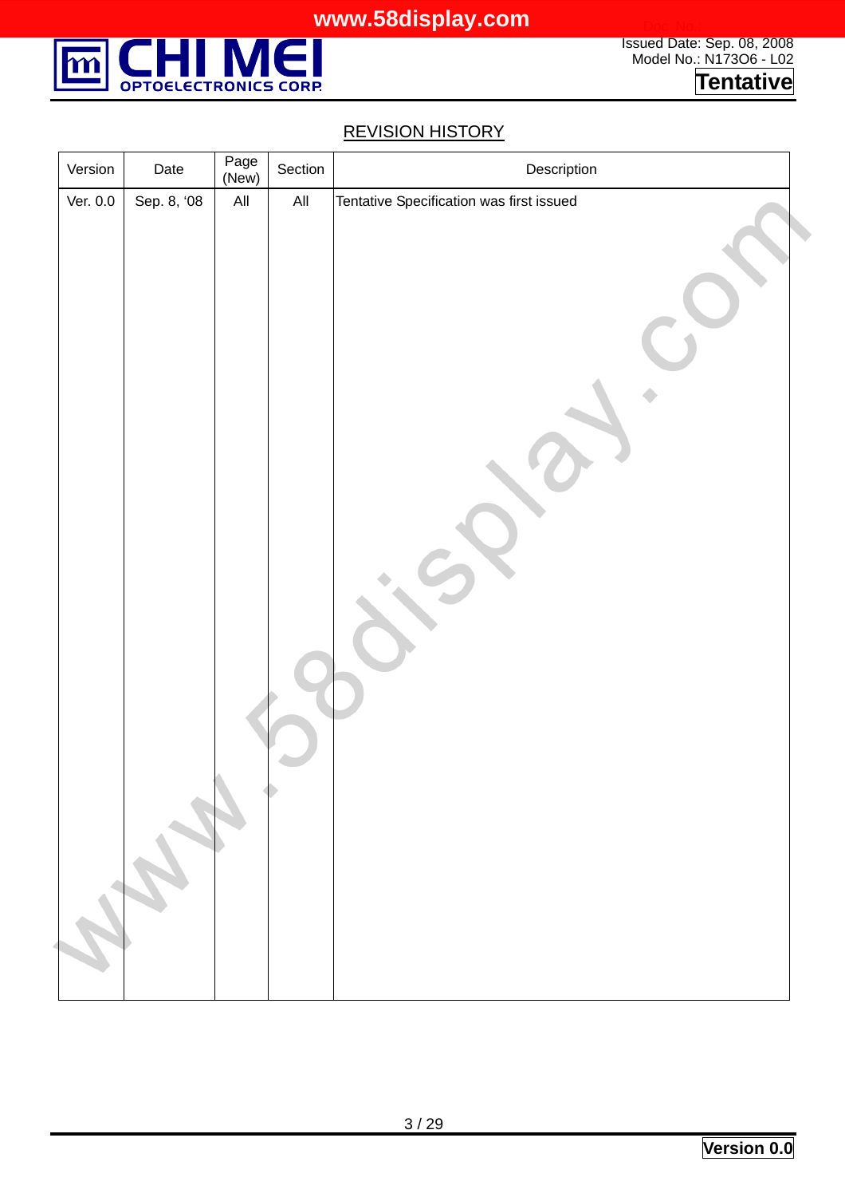## REVISION HISTORY

| Version | Date | Page (New) | Section | Description |
|---|---|---|---|---|
| Ver. 0.0 | Sep. 8, '08 | All | All | Tentative Specification was first issued |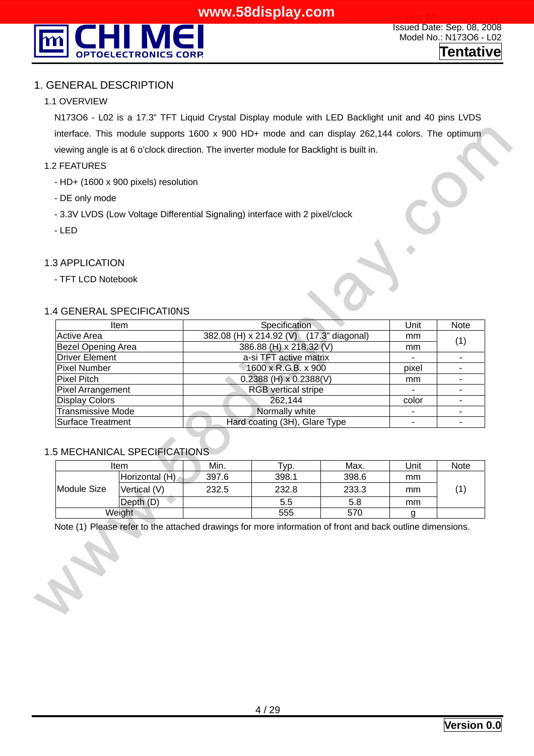# 1. GENERAL DESCRIPTION

## 1.1 OVERVIEW

N173O6 - L02 is a 17.3" TFT Liquid Crystal Display module with LED Backlight unit and 40 pins LVDS interface. This module supports 1600 x 900 HD+ mode and can display 262,144 colors. The optimum viewing angle is at 6 o'clock direction. The inverter module for Backlight is built in.

## 1.2 FEATURES

- HD+ (1600 x 900 pixels) resolution
- DE only mode
- 3.3V LVDS (Low Voltage Differential Signaling) interface with 2 pixel/clock
- LED

## 1.3 APPLICATION

- TFT LCD Notebook

## 1.4 GENERAL SPECIFICATI0NS

| Item | Specification | Unit | Note |
|---|---|---|---|
| Active Area | 382.08 (H) x 214.92 (V) (17.3" diagonal) | mm | (1) |
| Bezel Opening Area | 386.88 (H) x 218.32 (V) | mm | |
| Driver Element | a-si TFT active matrix | - | - |
| Pixel Number | 1600 x R.G.B. x 900 | pixel | - |
| Pixel Pitch | 0.2388 (H) x 0.2388(V) | mm | - |
| Pixel Arrangement | RGB vertical stripe | - | - |
| Display Colors | 262,144 | color | - |
| Transmissive Mode | Normally white | - | - |
| Surface Treatment | Hard coating (3H), Glare Type | - | - |

## 1.5 MECHANICAL SPECIFICATIONS

| Item | | Min. | Typ. | Max. | Unit | Note |
|---|---|---|---|---|---|---|
| Module Size | Horizontal (H) | 397.6 | 398.1 | 398.6 | mm | (1) |
| | Vertical (V) | 232.5 | 232.8 | 233.3 | mm | |
| | Depth (D) | | 5.5 | 5.8 | mm | |
| Weight | | | 555 | 570 | g | |

Note (1) Please refer to the attached drawings for more information of front and back outline dimensions.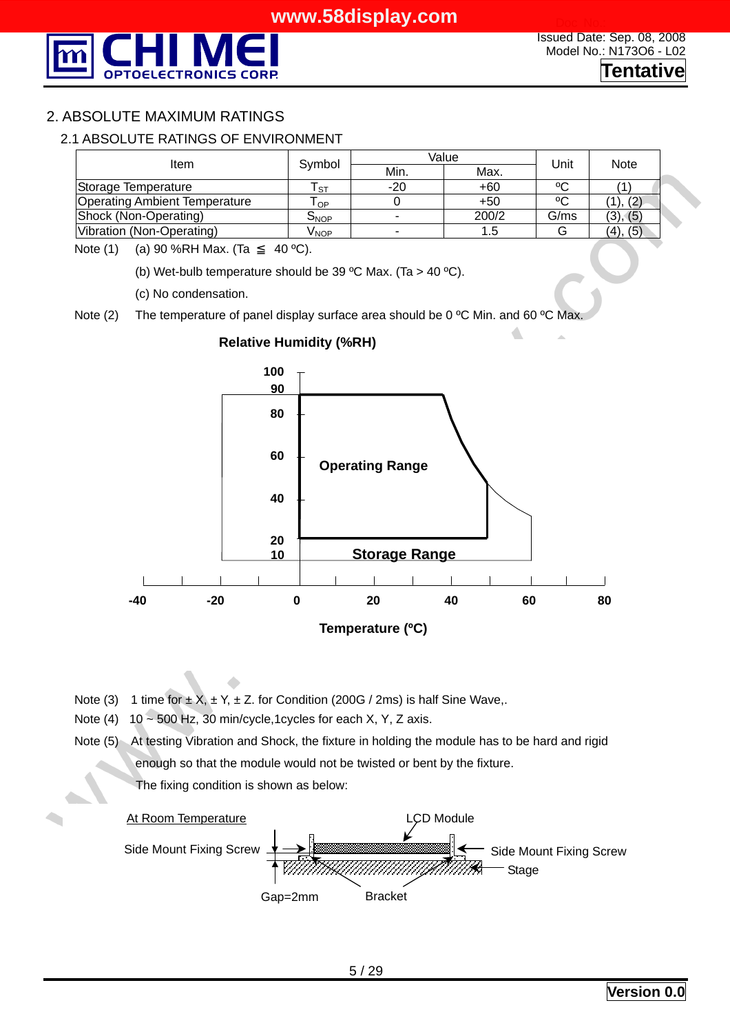## 2. ABSOLUTE MAXIMUM RATINGS

### 2.1 ABSOLUTE RATINGS OF ENVIRONMENT

| Item | Symbol | Value | | Unit | Note |
|---|---|---|---|---|---|
| | | Min. | Max. | | |
| Storage Temperature | $T_{ST}$ | -20 | +60 | ºC | (1) |
| Operating Ambient Temperature | $T_{OP}$ | 0 | +50 | ºC | (1), (2) |
| Shock (Non-Operating) | $S_{NOP}$ | - | 200/2 | G/ms | (3), (5) |
| Vibration (Non-Operating) | $V_{NOP}$ | - | 1.5 | G | (4), (5) |

Note (1) (a) 90 %RH Max. (Ta ≦ 40 ºC).

(b) Wet-bulb temperature should be 39 ºC Max. (Ta > 40 ºC).

(c) No condensation.

Note (2) The temperature of panel display surface area should be 0 ºC Min. and 60 ºC Max.

**Relative Humidity (%RH)**

**Operating Range**

**Storage Range**

**Temperature (ºC)**

Note (3) 1 time for ± X, ± Y, ± Z. for Condition (200G / 2ms) is half Sine Wave,.

Note (4) 10 ~ 500 Hz, 30 min/cycle,1cycles for each X, Y, Z axis.

Note (5) At testing Vibration and Shock, the fixture in holding the module has to be hard and rigid enough so that the module would not be twisted or bent by the fixture.

The fixing condition is shown as below:

At Room Temperature

LCD Module

Side Mount Fixing Screw

Side Mount Fixing Screw

Stage

Gap=2mm

Bracket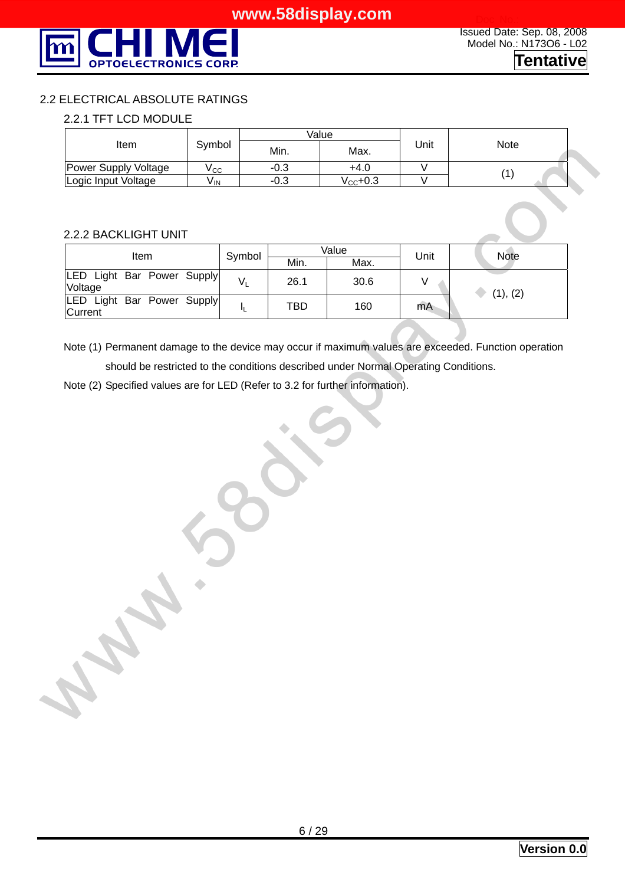## 2.2 ELECTRICAL ABSOLUTE RATINGS

### 2.2.1 TFT LCD MODULE

| Item | Symbol | Value | | Unit | Note |
|---|---|---|---|---|---|
| | | Min. | Max. | | |
| Power Supply Voltage | $V_{CC}$ | -0.3 | +4.0 | V | (1) |
| Logic Input Voltage | $V_{IN}$ | -0.3 | $V_{CC}$+0.3 | V | |

### 2.2.2 BACKLIGHT UNIT

| Item | Symbol | Value | | Unit | Note |
|---|---|---|---|---|---|
| | | Min. | Max. | | |
| LED Light Bar Power Supply Voltage | $V_L$ | 26.1 | 30.6 | V | (1), (2) |
| LED Light Bar Power Supply Current | $I_L$ | TBD | 160 | mA | |

Note (1) Permanent damage to the device may occur if maximum values are exceeded. Function operation should be restricted to the conditions described under Normal Operating Conditions.

Note (2) Specified values are for LED (Refer to 3.2 for further information).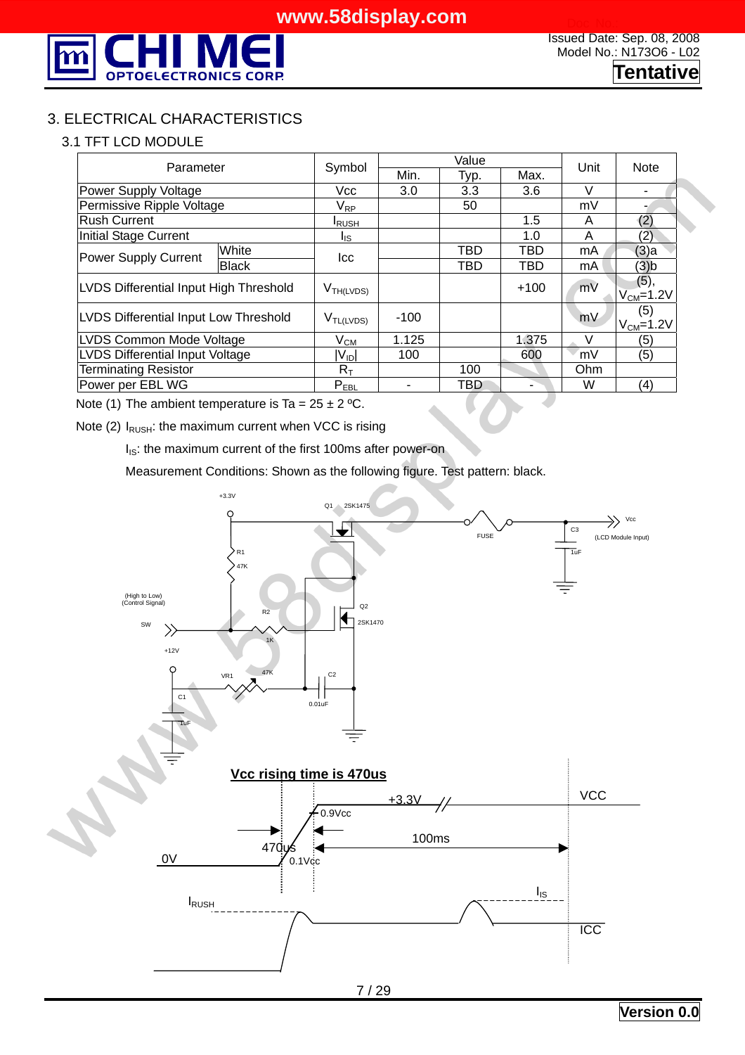# 3. ELECTRICAL CHARACTERISTICS

## 3.1 TFT LCD MODULE

| Parameter | | Symbol | Value | | | Unit | Note |
|---|---|---|---|---|---|---|---|
| | | | Min. | Typ. | Max. | | |
| Power Supply Voltage | | Vcc | 3.0 | 3.3 | 3.6 | V | - |
| Permissive Ripple Voltage | | $V_{RP}$ | | 50 | | mV | - |
| Rush Current | | $I_{RUSH}$ | | | 1.5 | A | (2) |
| Initial Stage Current | | $I_{IS}$ | | | 1.0 | A | (2) |
| Power Supply Current | White | Icc | | TBD | TBD | mA | (3)a |
| | Black | | | TBD | TBD | mA | (3)b |
| LVDS Differential Input High Threshold | | $V_{TH(LVDS)}$ | | | +100 | mV | (5), $V_{CM}$=1.2V |
| LVDS Differential Input Low Threshold | | $V_{TL(LVDS)}$ | -100 | | | mV | (5) $V_{CM}$=1.2V |
| LVDS Common Mode Voltage | | $V_{CM}$ | 1.125 | | 1.375 | V | (5) |
| LVDS Differential Input Voltage | | $\lvert V_{ID} \rvert$ | 100 | | 600 | mV | (5) |
| Terminating Resistor | | $R_T$ | | 100 | | Ohm | |
| Power per EBL WG | | $P_{EBL}$ | - | TBD | - | W | (4) |

Note (1) The ambient temperature is Ta = 25 ± 2 ºC.

Note (2) $I_{RUSH}$: the maximum current when VCC is rising

$I_{IS}$: the maximum current of the first 100ms after power-on

Measurement Conditions: Shown as the following figure. Test pattern: black.

+3.3V, Q1 2SK1475, FUSE, Vcc (LCD Module Input), C3 1uF, R1 47K, (High to Low) (Control Signal) SW, R2 1K, Q2 2SK1470, +12V, VR1 47K, C1 1uF, C2 0.01uF

**Vcc rising time is 470us**

+3.3V, VCC, 0.9Vcc, 0.1Vcc, 470us, 100ms, 0V, $I_{RUSH}$, $I_{IS}$, ICC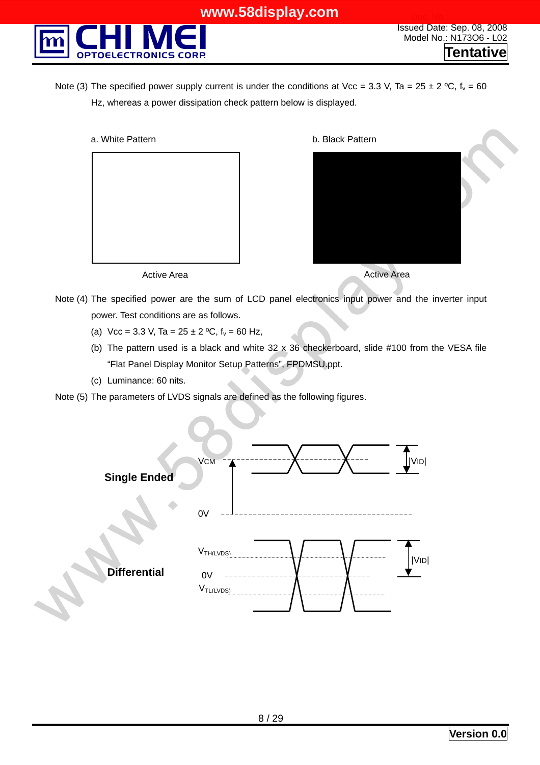Note (3) The specified power supply current is under the conditions at Vcc = 3.3 V, Ta = 25 ± 2 ºC, $f_v$ = 60 Hz, whereas a power dissipation check pattern below is displayed.

a. White Pattern

Active Area

b. Black Pattern

Active Area

Note (4) The specified power are the sum of LCD panel electronics input power and the inverter input power. Test conditions are as follows.

(a) Vcc = 3.3 V, Ta = 25 ± 2 ºC, $f_v$ = 60 Hz,

(b) The pattern used is a black and white 32 x 36 checkerboard, slide #100 from the VESA file "Flat Panel Display Monitor Setup Patterns", FPDMSU.ppt.

(c) Luminance: 60 nits.

Note (5) The parameters of LVDS signals are defined as the following figures.

**Single Ended**

$V_{CM}$

0V

$|V_{ID}|$

**Differential**

$V_{TH(LVDS)}$

0V

$V_{TL(LVDS)}$

$|V_{ID}|$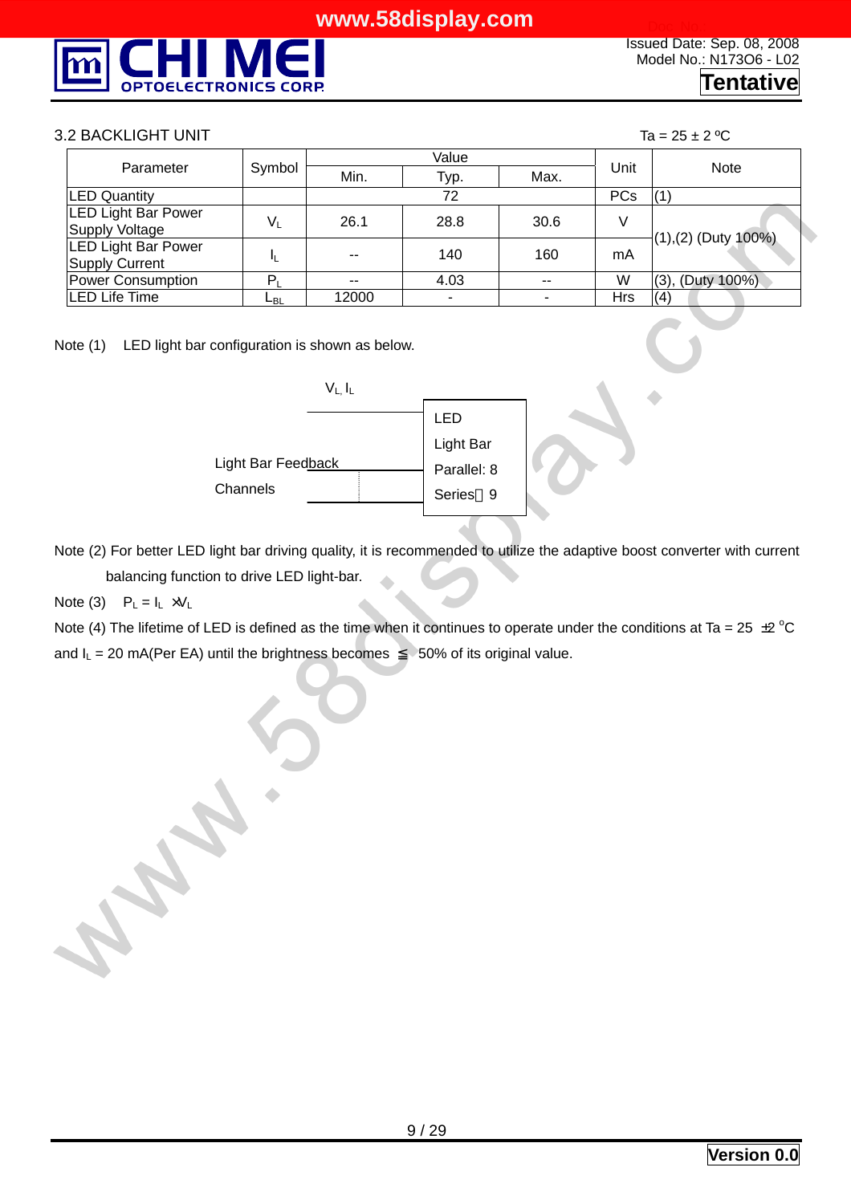### 3.2 BACKLIGHT UNIT

Ta = 25 ± 2 ºC

| Parameter | Symbol | Value | | | Unit | Note |
|---|---|---|---|---|---|---|
| | | Min. | Typ. | Max. | | |
| LED Quantity | | | 72 | | PCs | (1) |
| LED Light Bar Power Supply Voltage | $V_L$ | 26.1 | 28.8 | 30.6 | V | (1),(2) (Duty 100%) |
| LED Light Bar Power Supply Current | $I_L$ | -- | 140 | 160 | mA | (1),(2) (Duty 100%) |
| Power Consumption | $P_L$ | -- | 4.03 | -- | W | (3), (Duty 100%) |
| LED Life Time | $L_{BL}$ | 12000 | - | - | Hrs | (4) |

Note (1) LED light bar configuration is shown as below.

$V_L$, $I_L$

Light Bar Feedback Channels

LED Light Bar Parallel: 8 Series：9

Note (2) For better LED light bar driving quality, it is recommended to utilize the adaptive boost converter with current balancing function to drive LED light-bar.

Note (3) $P_L = I_L \times V_L$

Note (4) The lifetime of LED is defined as the time when it continues to operate under the conditions at Ta = 25 ±2 °C and $I_L$ = 20 mA(Per EA) until the brightness becomes ≦ 50% of its original value.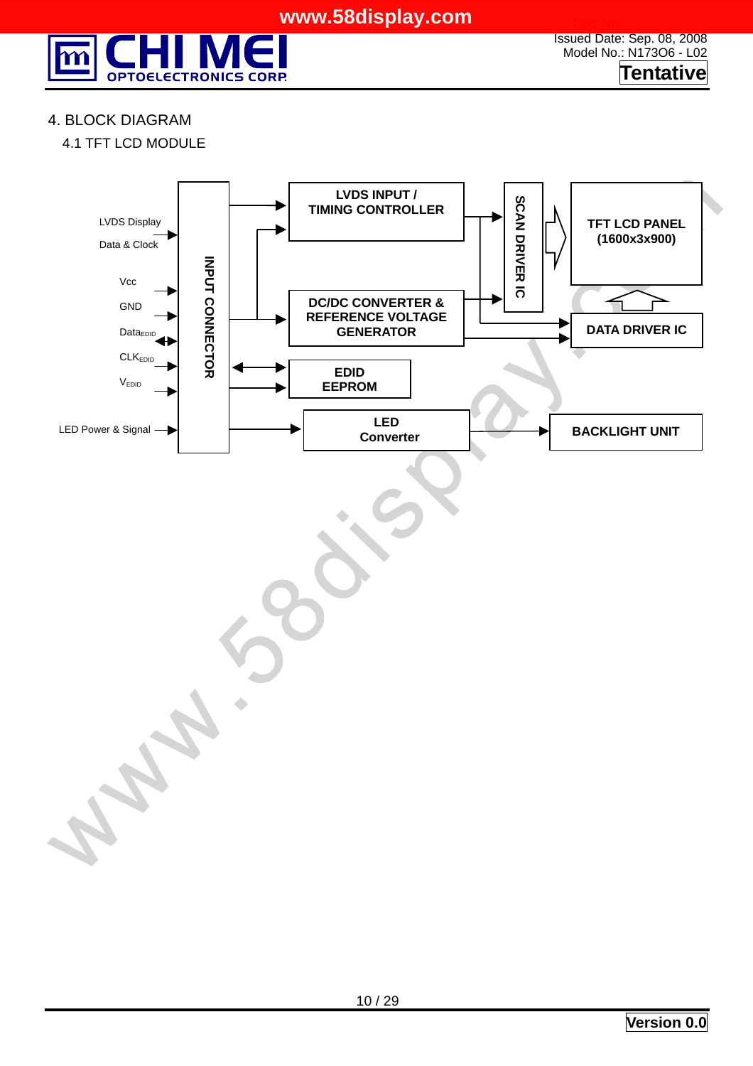## 4. BLOCK DIAGRAM

### 4.1 TFT LCD MODULE

LVDS Display Data & Clock

Vcc

GND

$Data_{EDID}$

$CLK_{EDID}$

$V_{EDID}$

LED Power & Signal

INPUT CONNECTOR

LVDS INPUT / TIMING CONTROLLER

DC/DC CONVERTER & REFERENCE VOLTAGE GENERATOR

EDID EEPROM

LED Converter

SCAN DRIVER IC

TFT LCD PANEL (1600x3x900)

DATA DRIVER IC

BACKLIGHT UNIT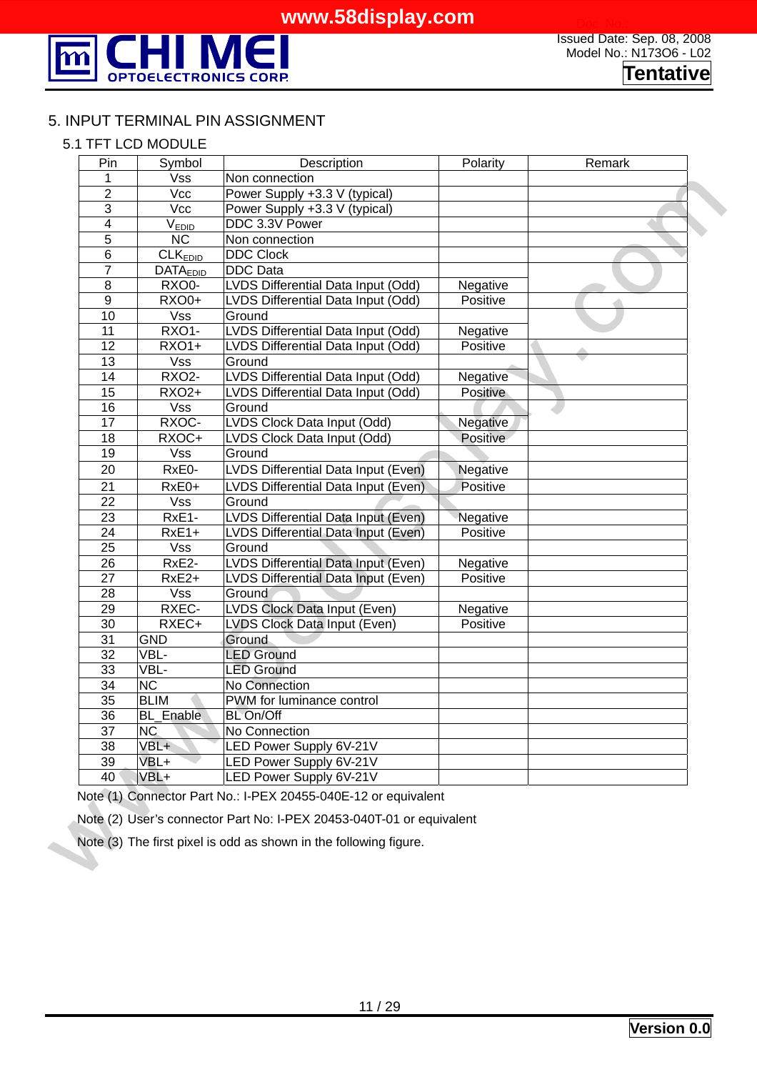# 5. INPUT TERMINAL PIN ASSIGNMENT

## 5.1 TFT LCD MODULE

| Pin | Symbol | Description | Polarity | Remark |
|---|---|---|---|---|
| 1 | Vss | Non connection | | |
| 2 | Vcc | Power Supply +3.3 V (typical) | | |
| 3 | Vcc | Power Supply +3.3 V (typical) | | |
| 4 | $V_{EDID}$ | DDC 3.3V Power | | |
| 5 | NC | Non connection | | |
| 6 | $CLK_{EDID}$ | DDC Clock | | |
| 7 | $DATA_{EDID}$ | DDC Data | | |
| 8 | RXO0- | LVDS Differential Data Input (Odd) | Negative | |
| 9 | RXO0+ | LVDS Differential Data Input (Odd) | Positive | |
| 10 | Vss | Ground | | |
| 11 | RXO1- | LVDS Differential Data Input (Odd) | Negative | |
| 12 | RXO1+ | LVDS Differential Data Input (Odd) | Positive | |
| 13 | Vss | Ground | | |
| 14 | RXO2- | LVDS Differential Data Input (Odd) | Negative | |
| 15 | RXO2+ | LVDS Differential Data Input (Odd) | Positive | |
| 16 | Vss | Ground | | |
| 17 | RXOC- | LVDS Clock Data Input (Odd) | Negative | |
| 18 | RXOC+ | LVDS Clock Data Input (Odd) | Positive | |
| 19 | Vss | Ground | | |
| 20 | RxE0- | LVDS Differential Data Input (Even) | Negative | |
| 21 | RxE0+ | LVDS Differential Data Input (Even) | Positive | |
| 22 | Vss | Ground | | |
| 23 | RxE1- | LVDS Differential Data Input (Even) | Negative | |
| 24 | RxE1+ | LVDS Differential Data Input (Even) | Positive | |
| 25 | Vss | Ground | | |
| 26 | RxE2- | LVDS Differential Data Input (Even) | Negative | |
| 27 | RxE2+ | LVDS Differential Data Input (Even) | Positive | |
| 28 | Vss | Ground | | |
| 29 | RXEC- | LVDS Clock Data Input (Even) | Negative | |
| 30 | RXEC+ | LVDS Clock Data Input (Even) | Positive | |
| 31 | GND | Ground | | |
| 32 | VBL- | LED Ground | | |
| 33 | VBL- | LED Ground | | |
| 34 | NC | No Connection | | |
| 35 | BLIM | PWM for luminance control | | |
| 36 | BL_Enable | BL On/Off | | |
| 37 | NC | No Connection | | |
| 38 | VBL+ | LED Power Supply 6V-21V | | |
| 39 | VBL+ | LED Power Supply 6V-21V | | |
| 40 | VBL+ | LED Power Supply 6V-21V | | |

Note (1) Connector Part No.: I-PEX 20455-040E-12 or equivalent

Note (2) User's connector Part No: I-PEX 20453-040T-01 or equivalent

Note (3) The first pixel is odd as shown in the following figure.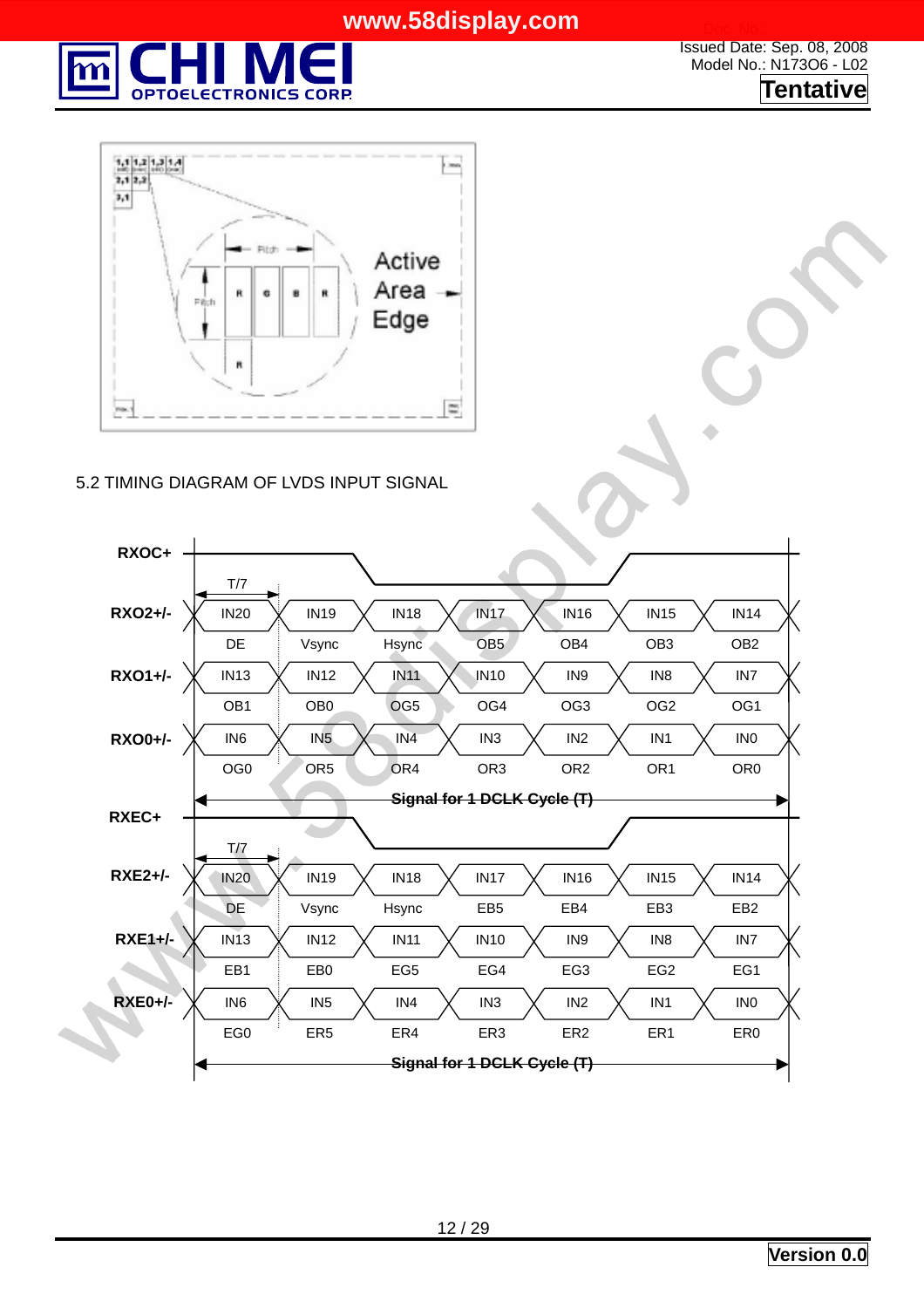Active Area Edge

5.2 TIMING DIAGRAM OF LVDS INPUT SIGNAL

RXOC+

T/7

| | | | | | | | |
|---|---|---|---|---|---|---|---|
| RXO2+/- | IN20 | IN19 | IN18 | IN17 | IN16 | IN15 | IN14 |
| | DE | Vsync | Hsync | OB5 | OB4 | OB3 | OB2 |
| RXO1+/- | IN13 | IN12 | IN11 | IN10 | IN9 | IN8 | IN7 |
| | OB1 | OB0 | OG5 | OG4 | OG3 | OG2 | OG1 |
| RXO0+/- | IN6 | IN5 | IN4 | IN3 | IN2 | IN1 | IN0 |
| | OG0 | OR5 | OR4 | OR3 | OR2 | OR1 | OR0 |

Signal for 1 DCLK Cycle (T)

RXEC+

T/7

| | | | | | | | |
|---|---|---|---|---|---|---|---|
| RXE2+/- | IN20 | IN19 | IN18 | IN17 | IN16 | IN15 | IN14 |
| | DE | Vsync | Hsync | EB5 | EB4 | EB3 | EB2 |
| RXE1+/- | IN13 | IN12 | IN11 | IN10 | IN9 | IN8 | IN7 |
| | EB1 | EB0 | EG5 | EG4 | EG3 | EG2 | EG1 |
| RXE0+/- | IN6 | IN5 | IN4 | IN3 | IN2 | IN1 | IN0 |
| | EG0 | ER5 | ER4 | ER3 | ER2 | ER1 | ER0 |

Signal for 1 DCLK Cycle (T)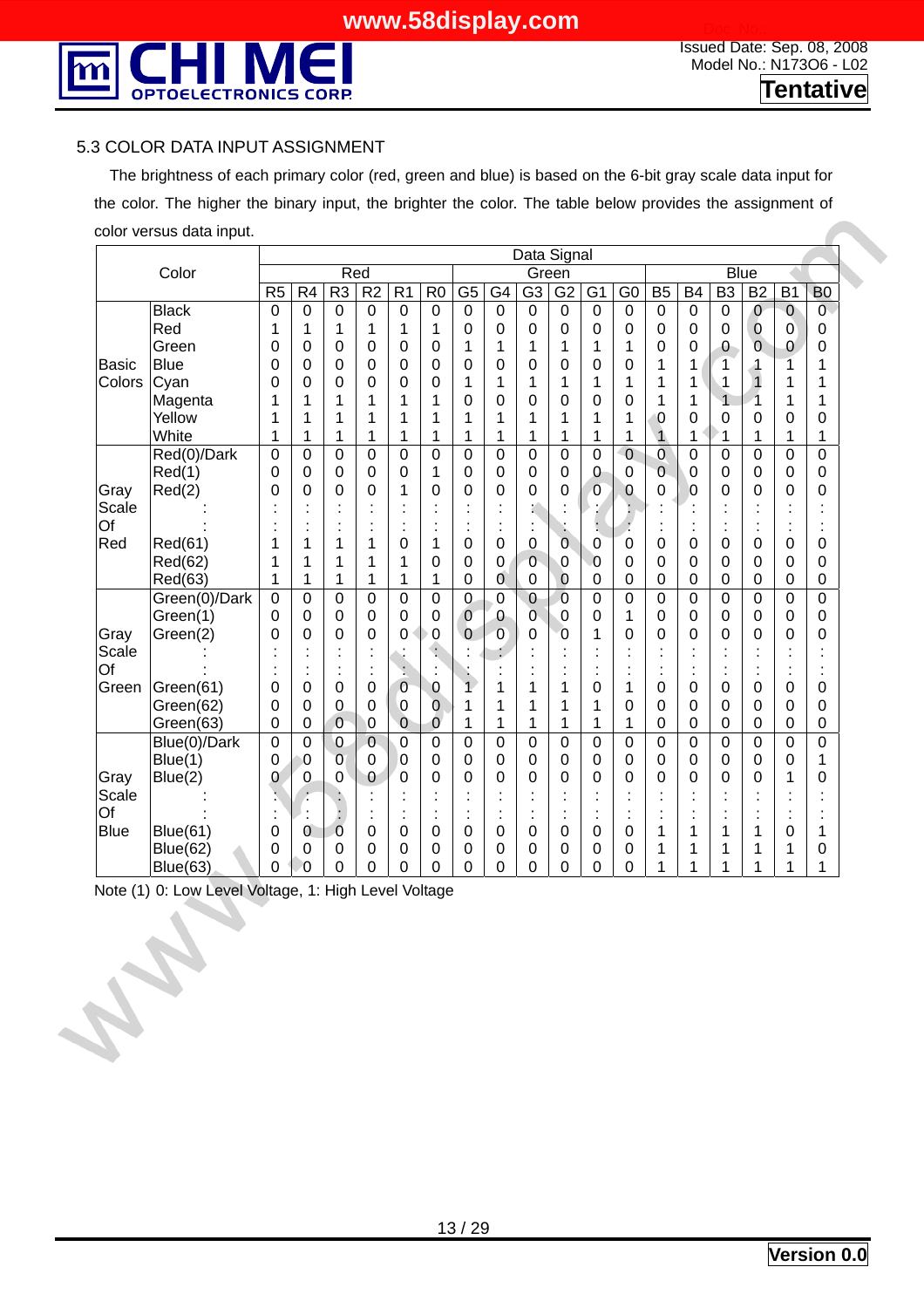### 5.3 COLOR DATA INPUT ASSIGNMENT

The brightness of each primary color (red, green and blue) is based on the 6-bit gray scale data input for the color. The higher the binary input, the brighter the color. The table below provides the assignment of color versus data input.

| Color | | Data Signal | | | | | | | | | | | | | | | | | |
|---|---|---|---|---|---|---|---|---|---|---|---|---|---|---|---|---|---|---|---|
| | | Red | | | | | | Green | | | | | | Blue | | | | | |
| | | R5 | R4 | R3 | R2 | R1 | R0 | G5 | G4 | G3 | G2 | G1 | G0 | B5 | B4 | B3 | B2 | B1 | B0 |
| Basic Colors | Black | 0 | 0 | 0 | 0 | 0 | 0 | 0 | 0 | 0 | 0 | 0 | 0 | 0 | 0 | 0 | 0 | 0 | 0 |
| | Red | 1 | 1 | 1 | 1 | 1 | 1 | 0 | 0 | 0 | 0 | 0 | 0 | 0 | 0 | 0 | 0 | 0 | 0 |
| | Green | 0 | 0 | 0 | 0 | 0 | 0 | 1 | 1 | 1 | 1 | 1 | 1 | 0 | 0 | 0 | 0 | 0 | 0 |
| | Blue | 0 | 0 | 0 | 0 | 0 | 0 | 0 | 0 | 0 | 0 | 0 | 0 | 1 | 1 | 1 | 1 | 1 | 1 |
| | Cyan | 0 | 0 | 0 | 0 | 0 | 0 | 1 | 1 | 1 | 1 | 1 | 1 | 1 | 1 | 1 | 1 | 1 | 1 |
| | Magenta | 1 | 1 | 1 | 1 | 1 | 1 | 0 | 0 | 0 | 0 | 0 | 0 | 1 | 1 | 1 | 1 | 1 | 1 |
| | Yellow | 1 | 1 | 1 | 1 | 1 | 1 | 1 | 1 | 1 | 1 | 1 | 1 | 0 | 0 | 0 | 0 | 0 | 0 |
| | White | 1 | 1 | 1 | 1 | 1 | 1 | 1 | 1 | 1 | 1 | 1 | 1 | 1 | 1 | 1 | 1 | 1 | 1 |
| Gray Scale Of Red | Red(0)/Dark | 0 | 0 | 0 | 0 | 0 | 0 | 0 | 0 | 0 | 0 | 0 | 0 | 0 | 0 | 0 | 0 | 0 | 0 |
| | Red(1) | 0 | 0 | 0 | 0 | 0 | 1 | 0 | 0 | 0 | 0 | 0 | 0 | 0 | 0 | 0 | 0 | 0 | 0 |
| | Red(2) | 0 | 0 | 0 | 0 | 1 | 0 | 0 | 0 | 0 | 0 | 0 | 0 | 0 | 0 | 0 | 0 | 0 | 0 |
| | : | : | : | : | : | : | : | : | : | : | : | : | : | : | : | : | : | : | : |
| | : | : | : | : | : | : | : | : | : | : | : | : | : | : | : | : | : | : | : |
| | Red(61) | 1 | 1 | 1 | 1 | 0 | 1 | 0 | 0 | 0 | 0 | 0 | 0 | 0 | 0 | 0 | 0 | 0 | 0 |
| | Red(62) | 1 | 1 | 1 | 1 | 1 | 0 | 0 | 0 | 0 | 0 | 0 | 0 | 0 | 0 | 0 | 0 | 0 | 0 |
| | Red(63) | 1 | 1 | 1 | 1 | 1 | 1 | 0 | 0 | 0 | 0 | 0 | 0 | 0 | 0 | 0 | 0 | 0 | 0 |
| Gray Scale Of Green | Green(0)/Dark | 0 | 0 | 0 | 0 | 0 | 0 | 0 | 0 | 0 | 0 | 0 | 0 | 0 | 0 | 0 | 0 | 0 | 0 |
| | Green(1) | 0 | 0 | 0 | 0 | 0 | 0 | 0 | 0 | 0 | 0 | 0 | 1 | 0 | 0 | 0 | 0 | 0 | 0 |
| | Green(2) | 0 | 0 | 0 | 0 | 0 | 0 | 0 | 0 | 0 | 0 | 1 | 0 | 0 | 0 | 0 | 0 | 0 | 0 |
| | : | : | : | : | : | : | : | : | : | : | : | : | : | : | : | : | : | : | : |
| | : | : | : | : | : | : | : | : | : | : | : | : | : | : | : | : | : | : | : |
| | Green(61) | 0 | 0 | 0 | 0 | 0 | 0 | 1 | 1 | 1 | 1 | 0 | 1 | 0 | 0 | 0 | 0 | 0 | 0 |
| | Green(62) | 0 | 0 | 0 | 0 | 0 | 0 | 1 | 1 | 1 | 1 | 1 | 0 | 0 | 0 | 0 | 0 | 0 | 0 |
| | Green(63) | 0 | 0 | 0 | 0 | 0 | 0 | 1 | 1 | 1 | 1 | 1 | 1 | 0 | 0 | 0 | 0 | 0 | 0 |
| Gray Scale Of Blue | Blue(0)/Dark | 0 | 0 | 0 | 0 | 0 | 0 | 0 | 0 | 0 | 0 | 0 | 0 | 0 | 0 | 0 | 0 | 0 | 0 |
| | Blue(1) | 0 | 0 | 0 | 0 | 0 | 0 | 0 | 0 | 0 | 0 | 0 | 0 | 0 | 0 | 0 | 0 | 0 | 1 |
| | Blue(2) | 0 | 0 | 0 | 0 | 0 | 0 | 0 | 0 | 0 | 0 | 0 | 0 | 0 | 0 | 0 | 0 | 1 | 0 |
| | : | : | : | : | : | : | : | : | : | : | : | : | : | : | : | : | : | : | : |
| | : | : | : | : | : | : | : | : | : | : | : | : | : | : | : | : | : | : | : |
| | Blue(61) | 0 | 0 | 0 | 0 | 0 | 0 | 0 | 0 | 0 | 0 | 0 | 0 | 1 | 1 | 1 | 1 | 0 | 1 |
| | Blue(62) | 0 | 0 | 0 | 0 | 0 | 0 | 0 | 0 | 0 | 0 | 0 | 0 | 1 | 1 | 1 | 1 | 1 | 0 |
| | Blue(63) | 0 | 0 | 0 | 0 | 0 | 0 | 0 | 0 | 0 | 0 | 0 | 0 | 1 | 1 | 1 | 1 | 1 | 1 |

Note (1) 0: Low Level Voltage, 1: High Level Voltage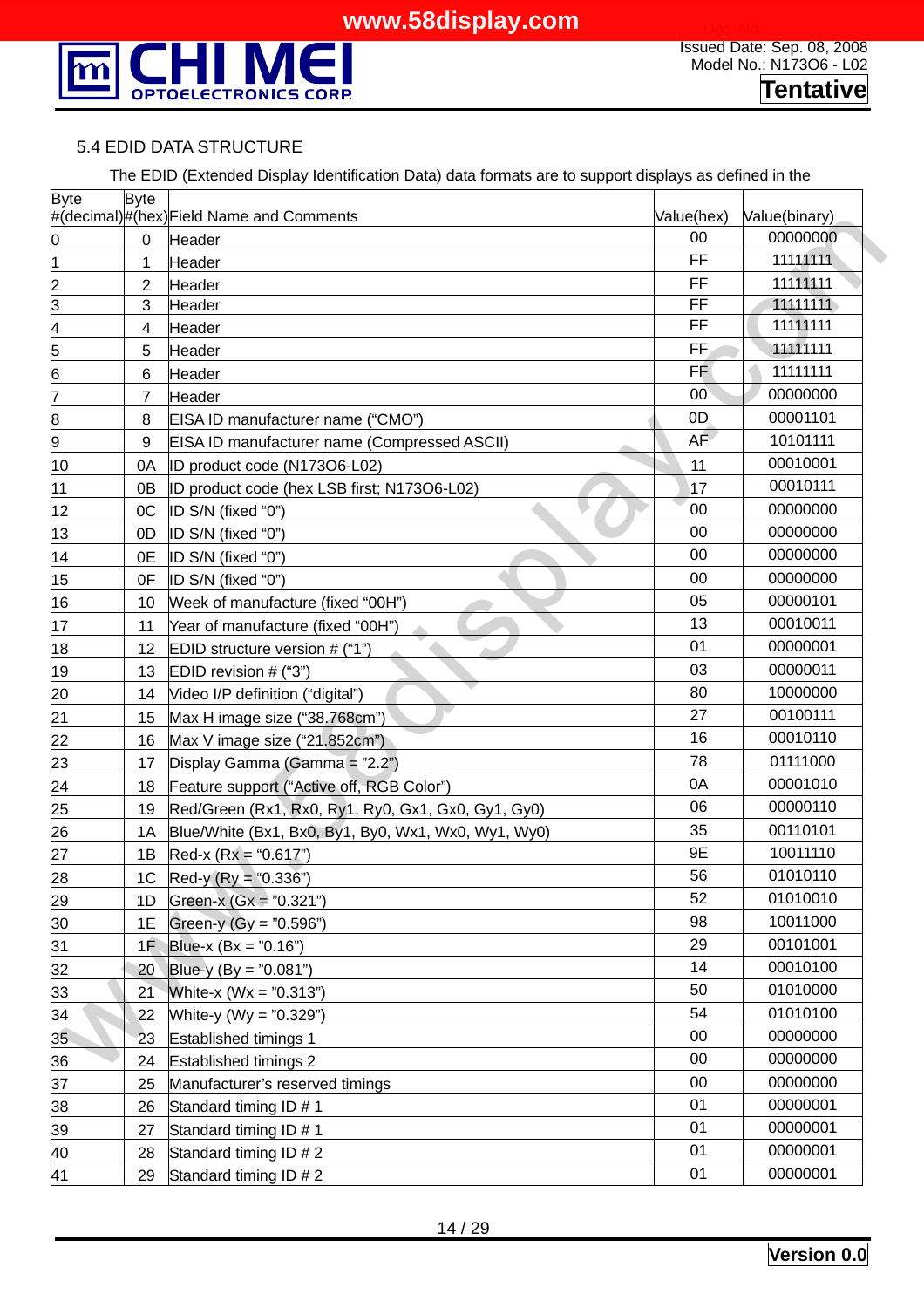### 5.4 EDID DATA STRUCTURE

The EDID (Extended Display Identification Data) data formats are to support displays as defined in the

| Byte #(decimal) | Byte #(hex) | Field Name and Comments | Value(hex) | Value(binary) |
|---|---|---|---|---|
| 0 | 0 | Header | 00 | 00000000 |
| 1 | 1 | Header | FF | 11111111 |
| 2 | 2 | Header | FF | 11111111 |
| 3 | 3 | Header | FF | 11111111 |
| 4 | 4 | Header | FF | 11111111 |
| 5 | 5 | Header | FF | 11111111 |
| 6 | 6 | Header | FF | 11111111 |
| 7 | 7 | Header | 00 | 00000000 |
| 8 | 8 | EISA ID manufacturer name (“CMO”) | 0D | 00001101 |
| 9 | 9 | EISA ID manufacturer name (Compressed ASCII) | AF | 10101111 |
| 10 | 0A | ID product code (N173O6-L02) | 11 | 00010001 |
| 11 | 0B | ID product code (hex LSB first; N173O6-L02) | 17 | 00010111 |
| 12 | 0C | ID S/N (fixed “0”) | 00 | 00000000 |
| 13 | 0D | ID S/N (fixed “0”) | 00 | 00000000 |
| 14 | 0E | ID S/N (fixed “0”) | 00 | 00000000 |
| 15 | 0F | ID S/N (fixed “0”) | 00 | 00000000 |
| 16 | 10 | Week of manufacture (fixed “00H”) | 05 | 00000101 |
| 17 | 11 | Year of manufacture (fixed “00H”) | 13 | 00010011 |
| 18 | 12 | EDID structure version # (“1”) | 01 | 00000001 |
| 19 | 13 | EDID revision # (“3”) | 03 | 00000011 |
| 20 | 14 | Video I/P definition (“digital”) | 80 | 10000000 |
| 21 | 15 | Max H image size (“38.768cm”) | 27 | 00100111 |
| 22 | 16 | Max V image size (“21.852cm”) | 16 | 00010110 |
| 23 | 17 | Display Gamma (Gamma = ”2.2”) | 78 | 01111000 |
| 24 | 18 | Feature support (“Active off, RGB Color”) | 0A | 00001010 |
| 25 | 19 | Red/Green (Rx1, Rx0, Ry1, Ry0, Gx1, Gx0, Gy1, Gy0) | 06 | 00000110 |
| 26 | 1A | Blue/White (Bx1, Bx0, By1, By0, Wx1, Wx0, Wy1, Wy0) | 35 | 00110101 |
| 27 | 1B | Red-x (Rx = “0.617”) | 9E | 10011110 |
| 28 | 1C | Red-y (Ry = “0.336”) | 56 | 01010110 |
| 29 | 1D | Green-x (Gx = ”0.321”) | 52 | 01010010 |
| 30 | 1E | Green-y (Gy = ”0.596”) | 98 | 10011000 |
| 31 | 1F | Blue-x (Bx = ”0.16”) | 29 | 00101001 |
| 32 | 20 | Blue-y (By = ”0.081”) | 14 | 00010100 |
| 33 | 21 | White-x (Wx = ”0.313”) | 50 | 01010000 |
| 34 | 22 | White-y (Wy = ”0.329”) | 54 | 01010100 |
| 35 | 23 | Established timings 1 | 00 | 00000000 |
| 36 | 24 | Established timings 2 | 00 | 00000000 |
| 37 | 25 | Manufacturer’s reserved timings | 00 | 00000000 |
| 38 | 26 | Standard timing ID # 1 | 01 | 00000001 |
| 39 | 27 | Standard timing ID # 1 | 01 | 00000001 |
| 40 | 28 | Standard timing ID # 2 | 01 | 00000001 |
| 41 | 29 | Standard timing ID # 2 | 01 | 00000001 |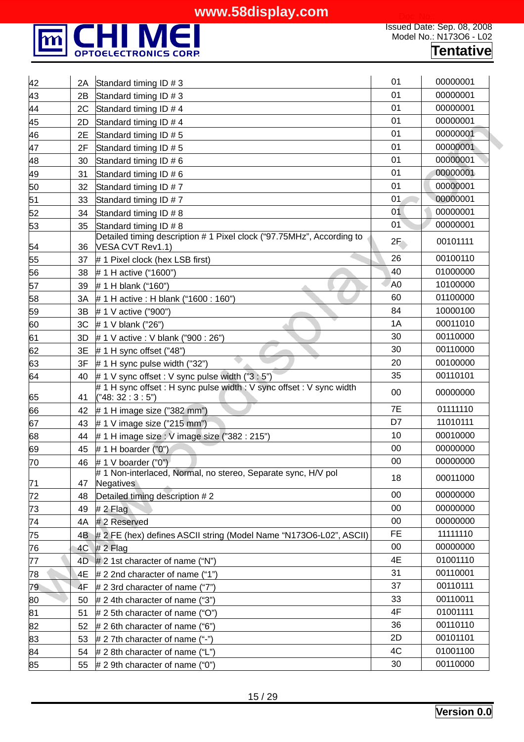| | | | | |
|---|---|---|---|---|
| 42 | 2A | Standard timing ID # 3 | 01 | 00000001 |
| 43 | 2B | Standard timing ID # 3 | 01 | 00000001 |
| 44 | 2C | Standard timing ID # 4 | 01 | 00000001 |
| 45 | 2D | Standard timing ID # 4 | 01 | 00000001 |
| 46 | 2E | Standard timing ID # 5 | 01 | 00000001 |
| 47 | 2F | Standard timing ID # 5 | 01 | 00000001 |
| 48 | 30 | Standard timing ID # 6 | 01 | 00000001 |
| 49 | 31 | Standard timing ID # 6 | 01 | 00000001 |
| 50 | 32 | Standard timing ID # 7 | 01 | 00000001 |
| 51 | 33 | Standard timing ID # 7 | 01 | 00000001 |
| 52 | 34 | Standard timing ID # 8 | 01 | 00000001 |
| 53 | 35 | Standard timing ID # 8 | 01 | 00000001 |
| 54 | 36 | Detailed timing description # 1 Pixel clock ("97.75MHz", According to VESA CVT Rev1.1) | 2F | 00101111 |
| 55 | 37 | # 1 Pixel clock (hex LSB first) | 26 | 00100110 |
| 56 | 38 | # 1 H active ("1600") | 40 | 01000000 |
| 57 | 39 | # 1 H blank ("160") | A0 | 10100000 |
| 58 | 3A | # 1 H active : H blank ("1600 : 160") | 60 | 01100000 |
| 59 | 3B | # 1 V active ("900") | 84 | 10000100 |
| 60 | 3C | # 1 V blank ("26") | 1A | 00011010 |
| 61 | 3D | # 1 V active : V blank ("900 : 26") | 30 | 00110000 |
| 62 | 3E | # 1 H sync offset ("48") | 30 | 00110000 |
| 63 | 3F | # 1 H sync pulse width ("32") | 20 | 00100000 |
| 64 | 40 | # 1 V sync offset : V sync pulse width ("3 : 5") | 35 | 00110101 |
| 65 | 41 | # 1 H sync offset : H sync pulse width : V sync offset : V sync width ("48: 32 : 3 : 5") | 00 | 00000000 |
| 66 | 42 | # 1 H image size ("382 mm") | 7E | 01111110 |
| 67 | 43 | # 1 V image size ("215 mm") | D7 | 11010111 |
| 68 | 44 | # 1 H image size : V image size ("382 : 215") | 10 | 00010000 |
| 69 | 45 | # 1 H boarder ("0") | 00 | 00000000 |
| 70 | 46 | # 1 V boarder ("0") | 00 | 00000000 |
| 71 | 47 | # 1 Non-interlaced, Normal, no stereo, Separate sync, H/V pol Negatives | 18 | 00011000 |
| 72 | 48 | Detailed timing description # 2 | 00 | 00000000 |
| 73 | 49 | # 2 Flag | 00 | 00000000 |
| 74 | 4A | # 2 Reserved | 00 | 00000000 |
| 75 | 4B | # 2 FE (hex) defines ASCII string (Model Name "N173O6-L02", ASCII) | FE | 11111110 |
| 76 | 4C | # 2 Flag | 00 | 00000000 |
| 77 | 4D | # 2 1st character of name ("N") | 4E | 01001110 |
| 78 | 4E | # 2 2nd character of name ("1") | 31 | 00110001 |
| 79 | 4F | # 2 3rd character of name ("7") | 37 | 00110111 |
| 80 | 50 | # 2 4th character of name ("3") | 33 | 00110011 |
| 81 | 51 | # 2 5th character of name ("O") | 4F | 01001111 |
| 82 | 52 | # 2 6th character of name ("6") | 36 | 00110110 |
| 83 | 53 | # 2 7th character of name ("-") | 2D | 00101101 |
| 84 | 54 | # 2 8th character of name ("L") | 4C | 01001100 |
| 85 | 55 | # 2 9th character of name ("0") | 30 | 00110000 |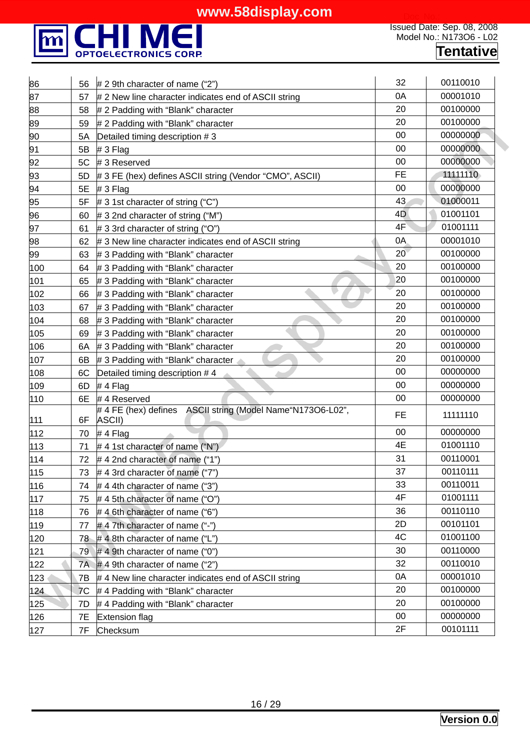| | | | | |
|---|---|---|---|---|
| 86 | 56 | # 2 9th character of name (“2”) | 32 | 00110010 |
| 87 | 57 | # 2 New line character indicates end of ASCII string | 0A | 00001010 |
| 88 | 58 | # 2 Padding with “Blank” character | 20 | 00100000 |
| 89 | 59 | # 2 Padding with “Blank” character | 20 | 00100000 |
| 90 | 5A | Detailed timing description # 3 | 00 | 00000000 |
| 91 | 5B | # 3 Flag | 00 | 00000000 |
| 92 | 5C | # 3 Reserved | 00 | 00000000 |
| 93 | 5D | # 3 FE (hex) defines ASCII string (Vendor “CMO”, ASCII) | FE | 11111110 |
| 94 | 5E | # 3 Flag | 00 | 00000000 |
| 95 | 5F | # 3 1st character of string (“C”) | 43 | 01000011 |
| 96 | 60 | # 3 2nd character of string (“M”) | 4D | 01001101 |
| 97 | 61 | # 3 3rd character of string (“O”) | 4F | 01001111 |
| 98 | 62 | # 3 New line character indicates end of ASCII string | 0A | 00001010 |
| 99 | 63 | # 3 Padding with “Blank” character | 20 | 00100000 |
| 100 | 64 | # 3 Padding with “Blank” character | 20 | 00100000 |
| 101 | 65 | # 3 Padding with “Blank” character | 20 | 00100000 |
| 102 | 66 | # 3 Padding with “Blank” character | 20 | 00100000 |
| 103 | 67 | # 3 Padding with “Blank” character | 20 | 00100000 |
| 104 | 68 | # 3 Padding with “Blank” character | 20 | 00100000 |
| 105 | 69 | # 3 Padding with “Blank” character | 20 | 00100000 |
| 106 | 6A | # 3 Padding with “Blank” character | 20 | 00100000 |
| 107 | 6B | # 3 Padding with “Blank” character | 20 | 00100000 |
| 108 | 6C | Detailed timing description # 4 | 00 | 00000000 |
| 109 | 6D | # 4 Flag | 00 | 00000000 |
| 110 | 6E | # 4 Reserved | 00 | 00000000 |
| 111 | 6F | # 4 FE (hex) defines ASCII string (Model Name“N173O6-L02”, ASCII) | FE | 11111110 |
| 112 | 70 | # 4 Flag | 00 | 00000000 |
| 113 | 71 | # 4 1st character of name (“N”) | 4E | 01001110 |
| 114 | 72 | # 4 2nd character of name (“1”) | 31 | 00110001 |
| 115 | 73 | # 4 3rd character of name (“7”) | 37 | 00110111 |
| 116 | 74 | # 4 4th character of name (“3”) | 33 | 00110011 |
| 117 | 75 | # 4 5th character of name (“O”) | 4F | 01001111 |
| 118 | 76 | # 4 6th character of name (“6”) | 36 | 00110110 |
| 119 | 77 | # 4 7th character of name (“-”) | 2D | 00101101 |
| 120 | 78 | # 4 8th character of name (“L”) | 4C | 01001100 |
| 121 | 79 | # 4 9th character of name (“0”) | 30 | 00110000 |
| 122 | 7A | # 4 9th character of name (“2”) | 32 | 00110010 |
| 123 | 7B | # 4 New line character indicates end of ASCII string | 0A | 00001010 |
| 124 | 7C | # 4 Padding with “Blank” character | 20 | 00100000 |
| 125 | 7D | # 4 Padding with “Blank” character | 20 | 00100000 |
| 126 | 7E | Extension flag | 00 | 00000000 |
| 127 | 7F | Checksum | 2F | 00101111 |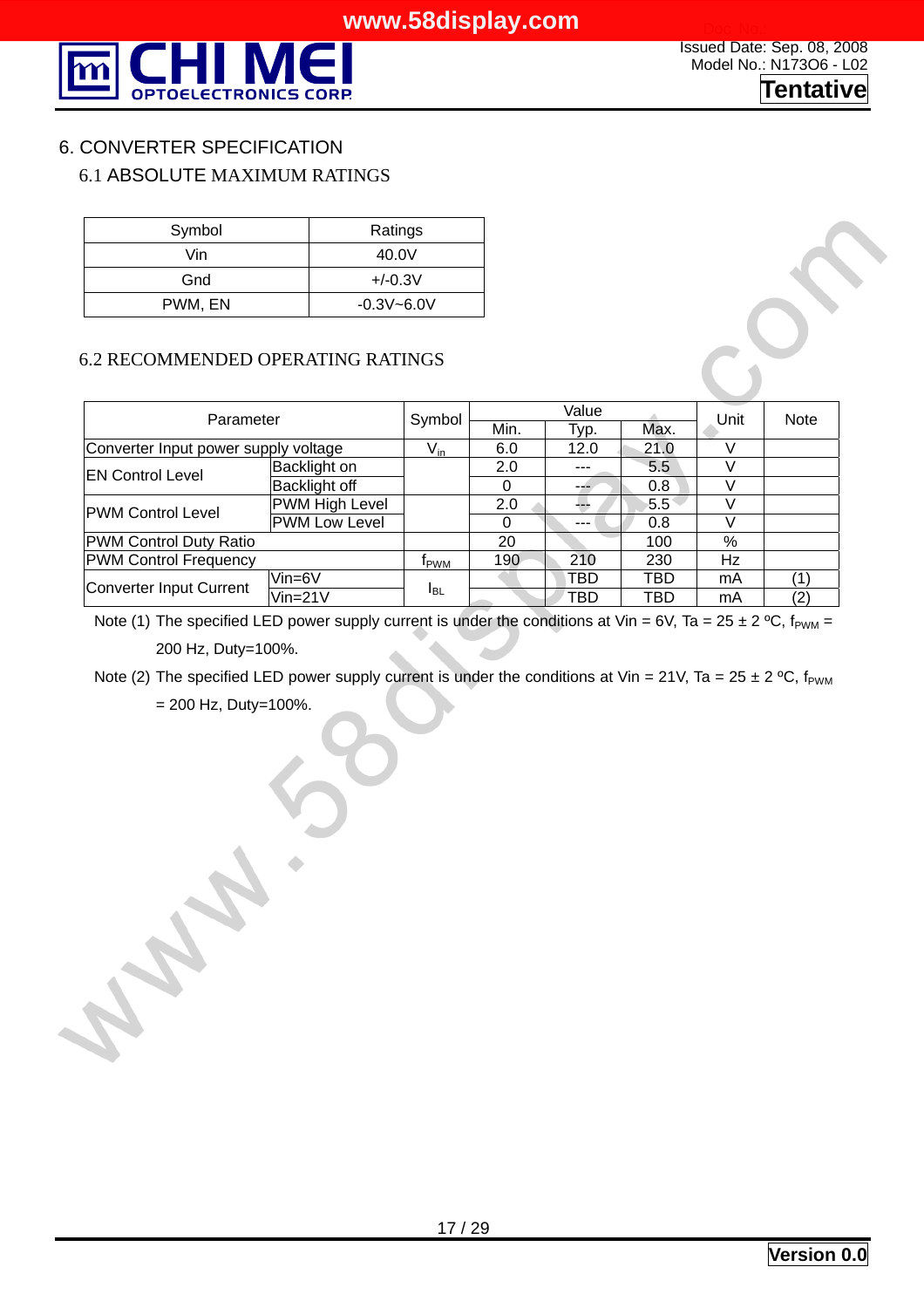# 6. CONVERTER SPECIFICATION

## 6.1 ABSOLUTE MAXIMUM RATINGS

| Symbol | Ratings |
|---|---|
| Vin | 40.0V |
| Gnd | +/-0.3V |
| PWM, EN | -0.3V~6.0V |

## 6.2 RECOMMENDED OPERATING RATINGS

| Parameter | | Symbol | Value | | | Unit | Note |
|---|---|---|---|---|---|---|---|
| | | | Min. | Typ. | Max. | | |
| Converter Input power supply voltage | | $V_{in}$ | 6.0 | 12.0 | 21.0 | V | |
| EN Control Level | Backlight on | | 2.0 | --- | 5.5 | V | |
| | Backlight off | | 0 | --- | 0.8 | V | |
| PWM Control Level | PWM High Level | | 2.0 | --- | 5.5 | V | |
| | PWM Low Level | | 0 | --- | 0.8 | V | |
| PWM Control Duty Ratio | | | 20 | | 100 | % | |
| PWM Control Frequency | | $f_{PWM}$ | 190 | 210 | 230 | Hz | |
| Converter Input Current | Vin=6V | $I_{BL}$ | | TBD | TBD | mA | (1) |
| | Vin=21V | | | TBD | TBD | mA | (2) |

Note (1) The specified LED power supply current is under the conditions at Vin = 6V, Ta = 25 ± 2 ºC, $f_{PWM}$ = 200 Hz, Duty=100%.

Note (2) The specified LED power supply current is under the conditions at Vin = 21V, Ta = 25 ± 2 ºC, $f_{PWM}$ = 200 Hz, Duty=100%.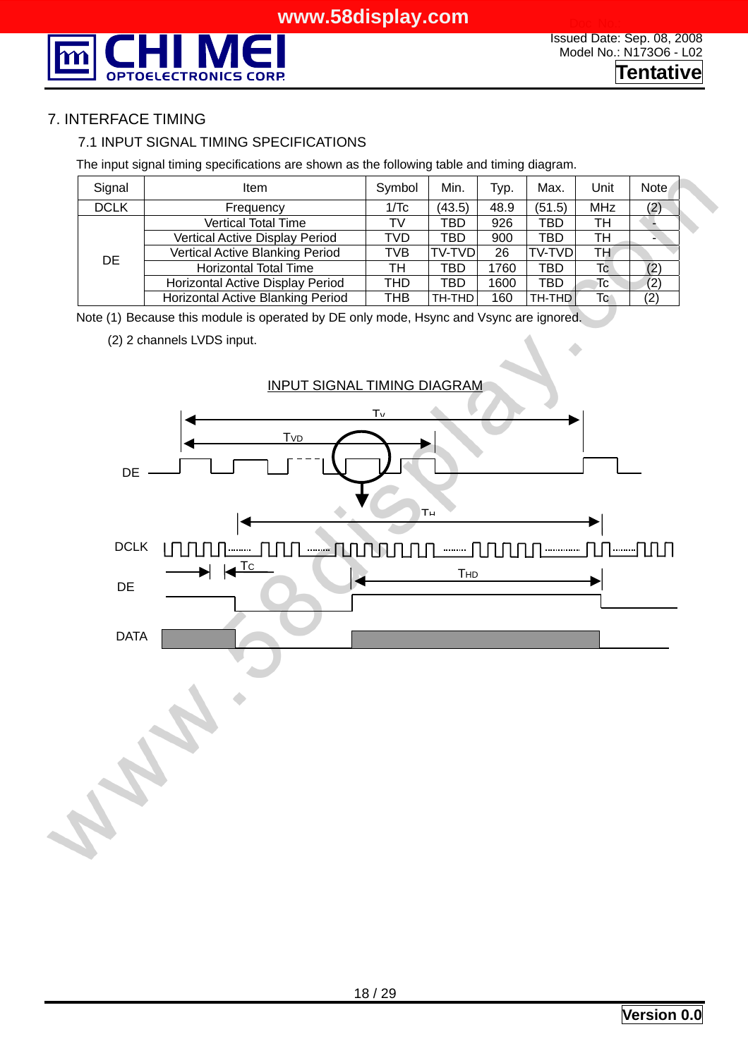## 7. INTERFACE TIMING

### 7.1 INPUT SIGNAL TIMING SPECIFICATIONS

The input signal timing specifications are shown as the following table and timing diagram.

| Signal | Item | Symbol | Min. | Typ. | Max. | Unit | Note |
|---|---|---|---|---|---|---|---|
| DCLK | Frequency | 1/Tc | (43.5) | 48.9 | (51.5) | MHz | (2) |
| DE | Vertical Total Time | TV | TBD | 926 | TBD | TH | - |
| | Vertical Active Display Period | TVD | TBD | 900 | TBD | TH | - |
| | Vertical Active Blanking Period | TVB | TV-TVD | 26 | TV-TVD | TH | |
| | Horizontal Total Time | TH | TBD | 1760 | TBD | Tc | (2) |
| | Horizontal Active Display Period | THD | TBD | 1600 | TBD | Tc | (2) |
| | Horizontal Active Blanking Period | THB | TH-THD | 160 | TH-THD | Tc | (2) |

Note (1) Because this module is operated by DE only mode, Hsync and Vsync are ignored.

(2) 2 channels LVDS input.

INPUT SIGNAL TIMING DIAGRAM

DE, DCLK, DE, DATA — $T_V$, $T_{VD}$, $T_H$, $T_C$, $T_{HD}$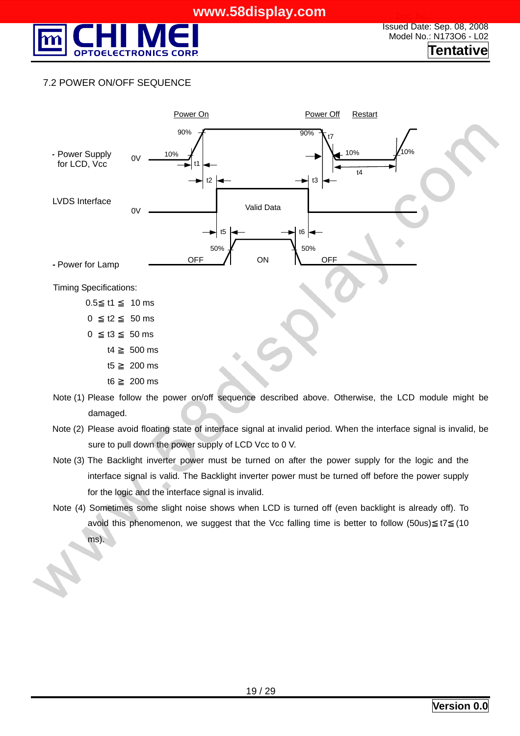## 7.2 POWER ON/OFF SEQUENCE

Timing Specifications:

0.5≦ t1 ≦ 10 ms

0 ≦ t2 ≦ 50 ms

0 ≦ t3 ≦ 50 ms

t4 ≧ 500 ms

t5 ≧ 200 ms

t6 ≧ 200 ms

Note (1) Please follow the power on/off sequence described above. Otherwise, the LCD module might be damaged.

Note (2) Please avoid floating state of interface signal at invalid period. When the interface signal is invalid, be sure to pull down the power supply of LCD Vcc to 0 V.

Note (3) The Backlight inverter power must be turned on after the power supply for the logic and the interface signal is valid. The Backlight inverter power must be turned off before the power supply for the logic and the interface signal is invalid.

Note (4) Sometimes some slight noise shows when LCD is turned off (even backlight is already off). To avoid this phenomenon, we suggest that the Vcc falling time is better to follow (50us)≦ t7≦ (10 ms).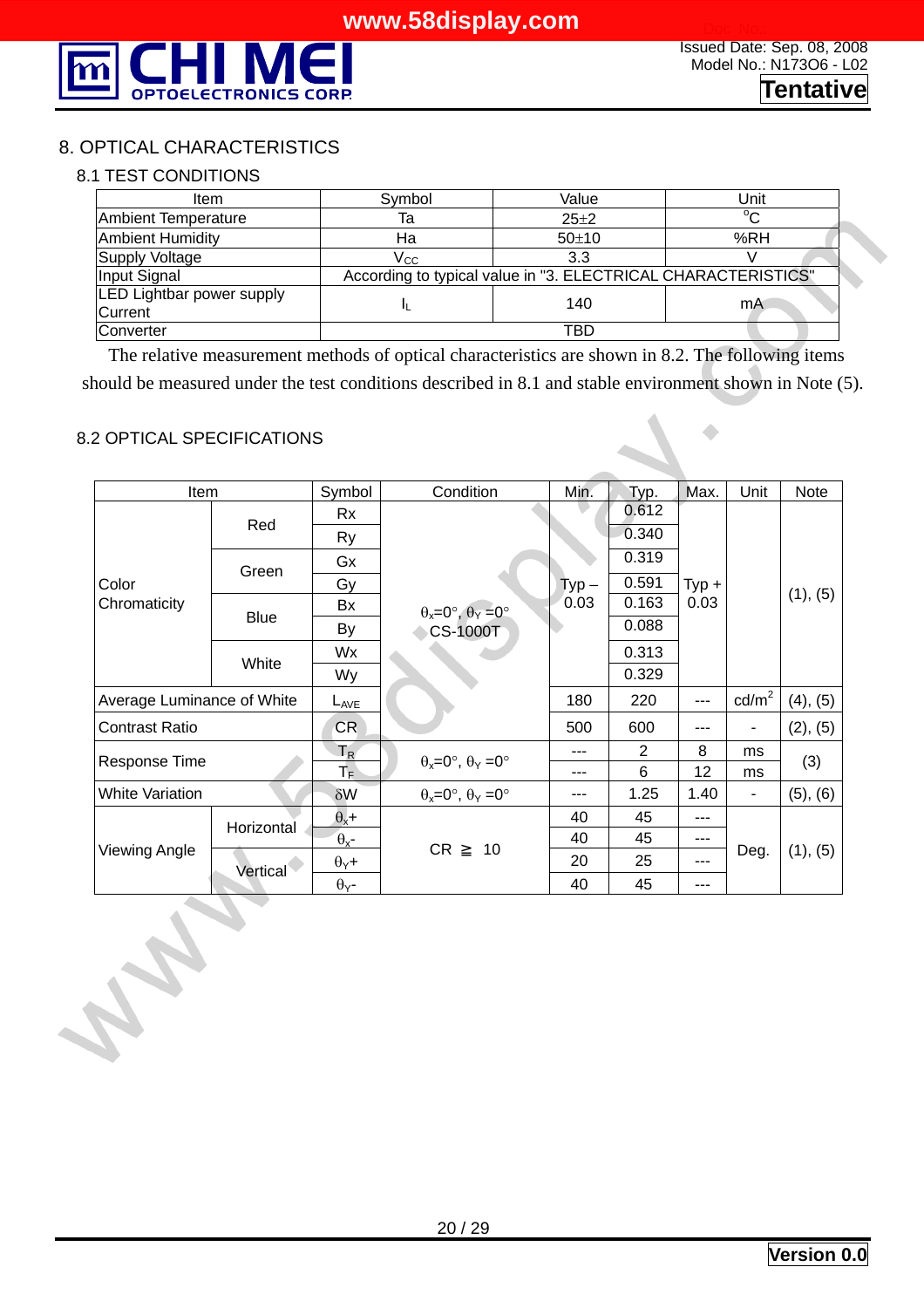# 8. OPTICAL CHARACTERISTICS

## 8.1 TEST CONDITIONS

| Item | Symbol | Value | Unit |
|---|---|---|---|
| Ambient Temperature | Ta | 25±2 | $^{o}$C |
| Ambient Humidity | Ha | 50±10 | %RH |
| Supply Voltage | $V_{CC}$ | 3.3 | V |
| Input Signal | According to typical value in "3. ELECTRICAL CHARACTERISTICS" | | |
| LED Lightbar power supply Current | $I_L$ | 140 | mA |
| Converter | TBD | | |

The relative measurement methods of optical characteristics are shown in 8.2. The following items should be measured under the test conditions described in 8.1 and stable environment shown in Note (5).

## 8.2 OPTICAL SPECIFICATIONS

| Item | | Symbol | Condition | Min. | Typ. | Max. | Unit | Note |
|---|---|---|---|---|---|---|---|---|
| Color Chromaticity | Red | Rx | $\theta_x$=0°, $\theta_Y$=0° CS-1000T | Typ – 0.03 | 0.612 | Typ + 0.03 | | (1), (5) |
| | | Ry | | | 0.340 | | | |
| | Green | Gx | | | 0.319 | | | |
| | | Gy | | | 0.591 | | | |
| | Blue | Bx | | | 0.163 | | | |
| | | By | | | 0.088 | | | |
| | White | Wx | | | 0.313 | | | |
| | | Wy | | | 0.329 | | | |
| Average Luminance of White | | $L_{AVE}$ | | 180 | 220 | --- | cd/m$^2$ | (4), (5) |
| Contrast Ratio | | CR | | 500 | 600 | --- | - | (2), (5) |
| Response Time | | $T_R$ | $\theta_x$=0°, $\theta_Y$=0° | --- | 2 | 8 | ms | (3) |
| | | $T_F$ | | --- | 6 | 12 | ms | |
| White Variation | | δW | $\theta_x$=0°, $\theta_Y$=0° | --- | 1.25 | 1.40 | - | (5), (6) |
| Viewing Angle | Horizontal | $\theta_x$+ | CR ≧ 10 | 40 | 45 | --- | Deg. | (1), (5) |
| | | $\theta_x$- | | 40 | 45 | --- | | |
| | Vertical | $\theta_Y$+ | | 20 | 25 | --- | | |
| | | $\theta_Y$- | | 40 | 45 | --- | | |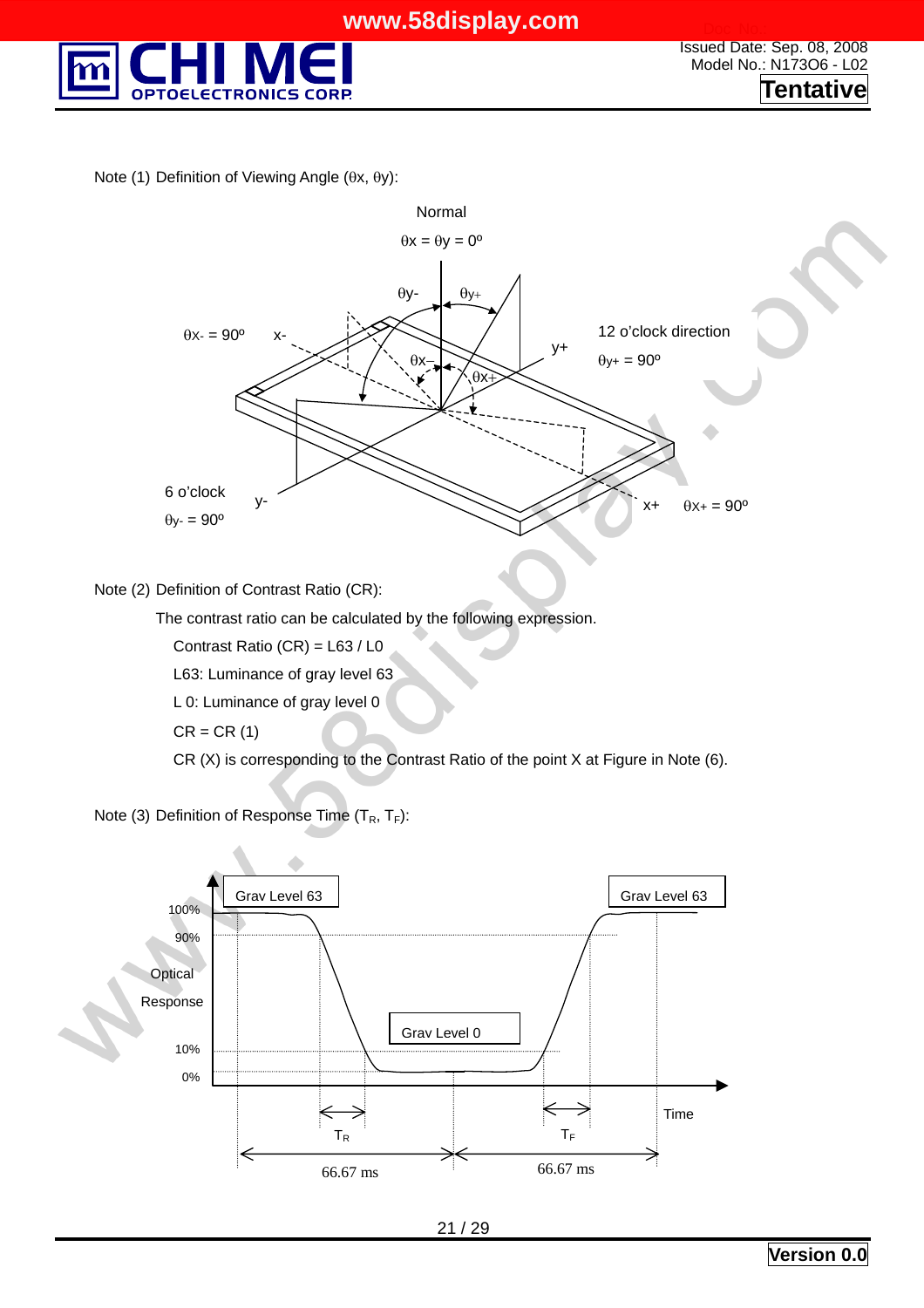Note (1) Definition of Viewing Angle (θx, θy):

Normal

θx = θy = 0º

θy- θy+

θx- = 90º x-

12 o'clock direction

θy+ = 90º

y+

θx− θx+

6 o'clock

θy- = 90º

y-

x+ θx+ = 90º

Note (2) Definition of Contrast Ratio (CR):

The contrast ratio can be calculated by the following expression.

Contrast Ratio (CR) = L63 / L0

L63: Luminance of gray level 63

L 0: Luminance of gray level 0

CR = CR (1)

CR (X) is corresponding to the Contrast Ratio of the point X at Figure in Note (6).

Note (3) Definition of Response Time ($T_R$, $T_F$):

Grav Level 63 | Grav Level 63

100%

90%

Optical Response

Grav Level 0

10%

0%

Time

$T_R$ $T_F$

66.67 ms 66.67 ms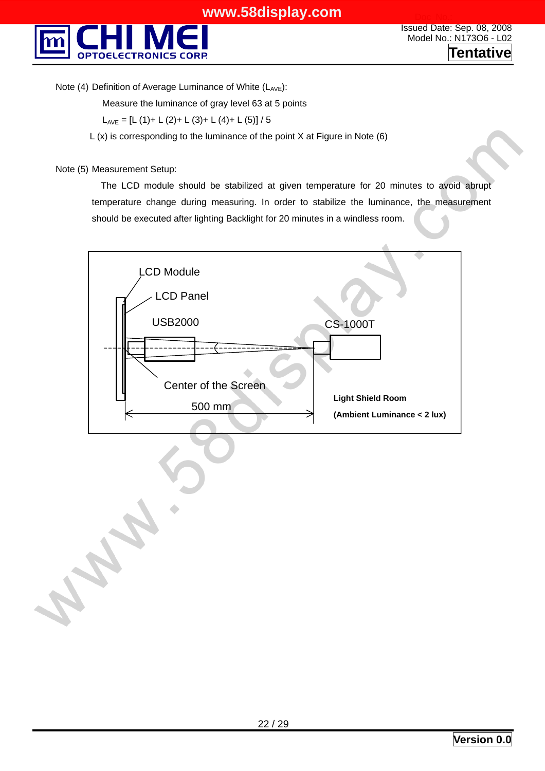Note (4) Definition of Average Luminance of White ($L_{AVE}$):

Measure the luminance of gray level 63 at 5 points

$L_{AVE}$ = [L (1)+ L (2)+ L (3)+ L (4)+ L (5)] / 5

L (x) is corresponding to the luminance of the point X at Figure in Note (6)

Note (5) Measurement Setup:

The LCD module should be stabilized at given temperature for 20 minutes to avoid abrupt temperature change during measuring. In order to stabilize the luminance, the measurement should be executed after lighting Backlight for 20 minutes in a windless room.

LCD Module

LCD Panel

USB2000

CS-1000T

Center of the Screen

500 mm

**Light Shield Room**

**(Ambient Luminance < 2 lux)**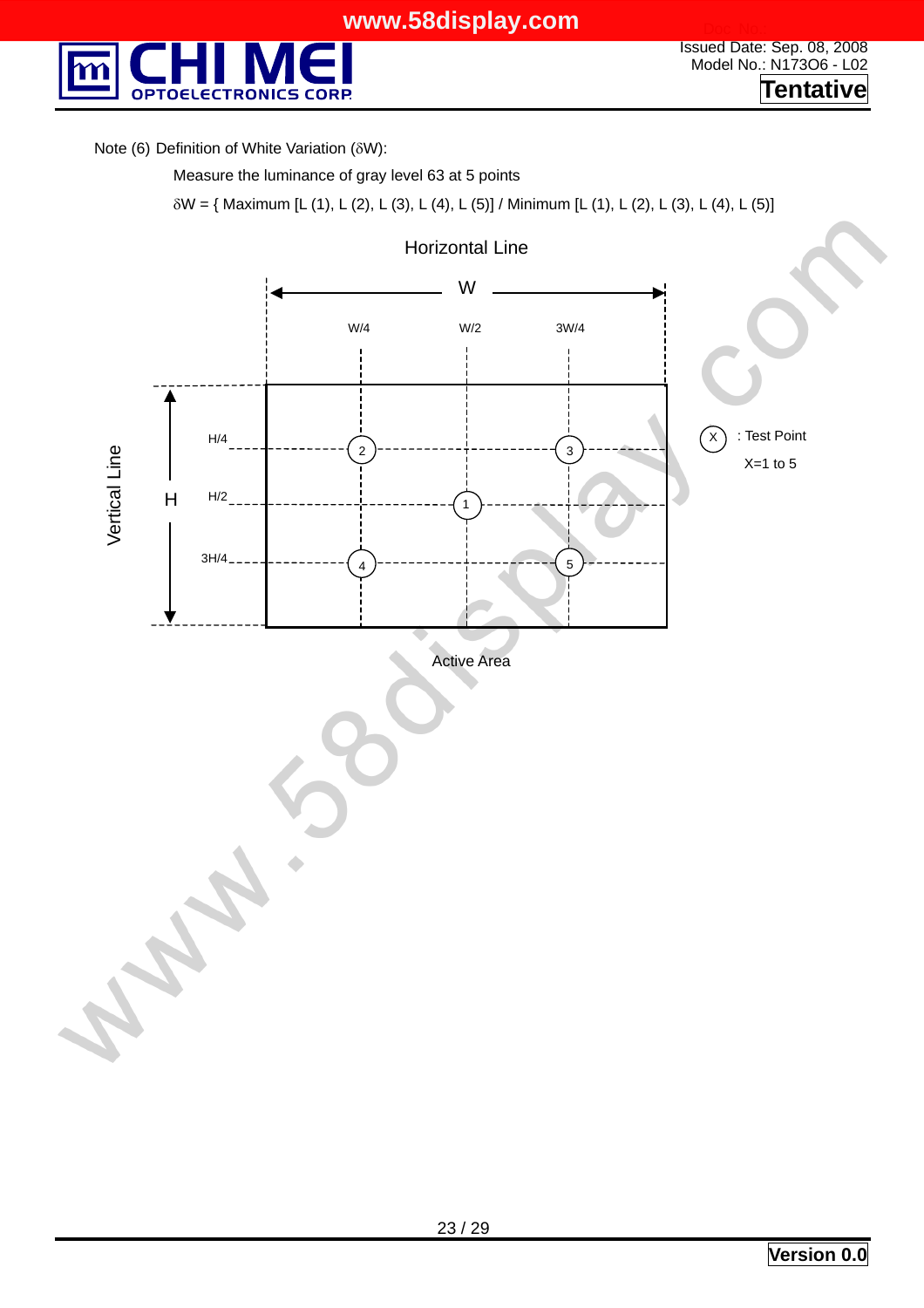Note (6) Definition of White Variation (δW):

Measure the luminance of gray level 63 at 5 points

δW = { Maximum [L (1), L (2), L (3), L (4), L (5)] / Minimum [L (1), L (2), L (3), L (4), L (5)]

Horizontal Line

W

W/4 W/2 3W/4

Vertical Line

H

H/4

H/2

3H/4

(X) : Test Point

X=1 to 5

Active Area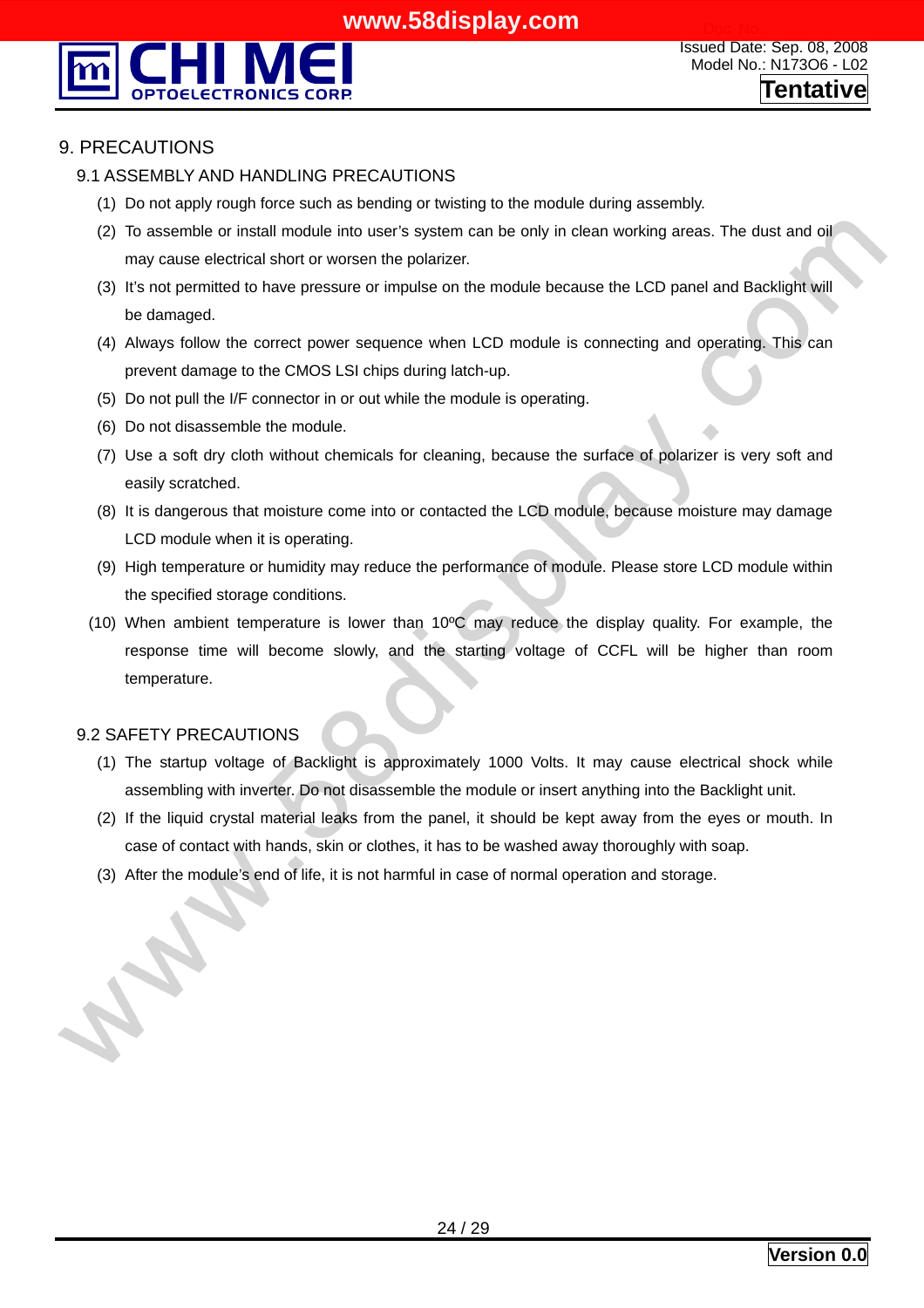# 9. PRECAUTIONS

## 9.1 ASSEMBLY AND HANDLING PRECAUTIONS

(1) Do not apply rough force such as bending or twisting to the module during assembly.

(2) To assemble or install module into user's system can be only in clean working areas. The dust and oil may cause electrical short or worsen the polarizer.

(3) It's not permitted to have pressure or impulse on the module because the LCD panel and Backlight will be damaged.

(4) Always follow the correct power sequence when LCD module is connecting and operating. This can prevent damage to the CMOS LSI chips during latch-up.

(5) Do not pull the I/F connector in or out while the module is operating.

(6) Do not disassemble the module.

(7) Use a soft dry cloth without chemicals for cleaning, because the surface of polarizer is very soft and easily scratched.

(8) It is dangerous that moisture come into or contacted the LCD module, because moisture may damage LCD module when it is operating.

(9) High temperature or humidity may reduce the performance of module. Please store LCD module within the specified storage conditions.

(10) When ambient temperature is lower than 10ºC may reduce the display quality. For example, the response time will become slowly, and the starting voltage of CCFL will be higher than room temperature.

## 9.2 SAFETY PRECAUTIONS

(1) The startup voltage of Backlight is approximately 1000 Volts. It may cause electrical shock while assembling with inverter. Do not disassemble the module or insert anything into the Backlight unit.

(2) If the liquid crystal material leaks from the panel, it should be kept away from the eyes or mouth. In case of contact with hands, skin or clothes, it has to be washed away thoroughly with soap.

(3) After the module's end of life, it is not harmful in case of normal operation and storage.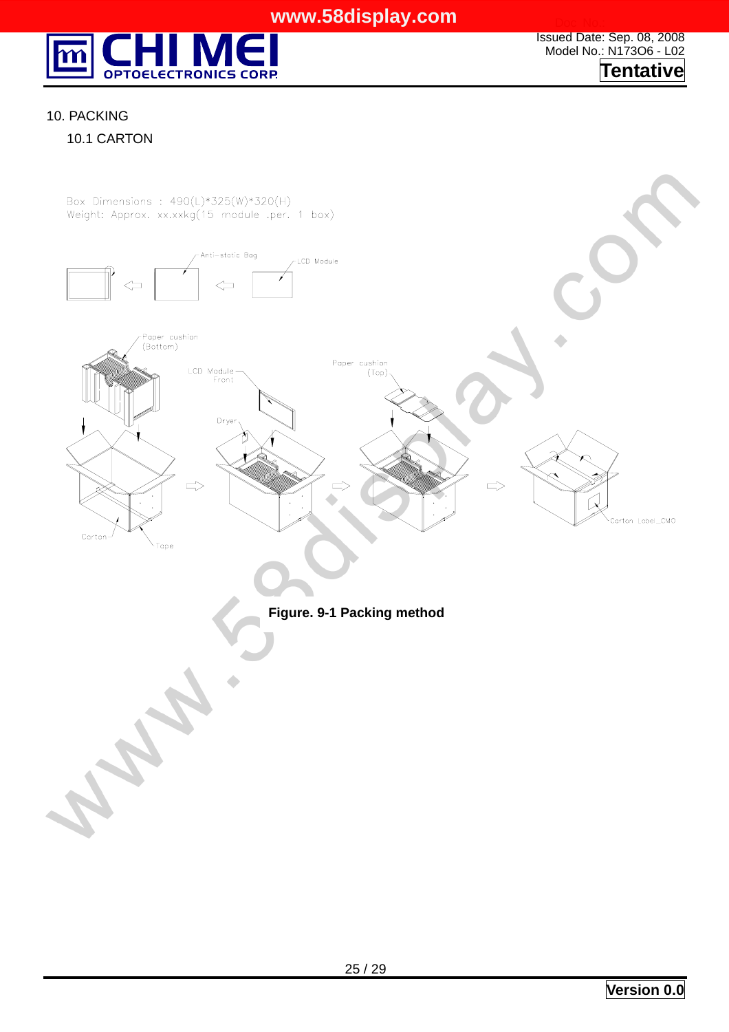# 10. PACKING

## 10.1 CARTON

Box Dimensions : 490(L)*325(W)*320(H)
Weight: Approx. xx.xxkg(15 module .per. 1 box)

Anti-static Bag

LCD Module

Paper cushion (Bottom)

LCD Module Front

Paper cushion (Top)

Dryer

Carton

Tape

Carton Label_CMO

**Figure. 9-1 Packing method**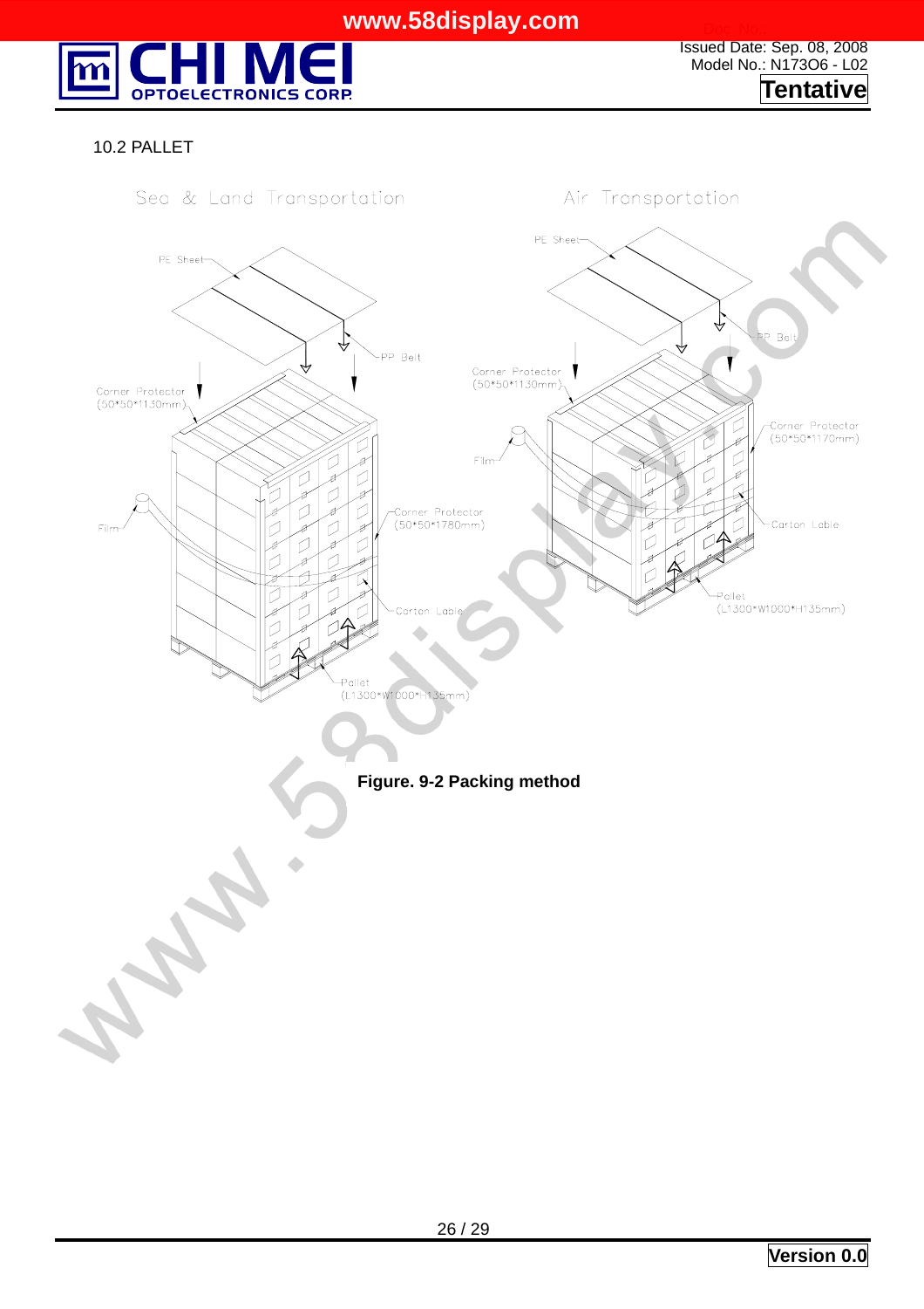10.2 PALLET

Sea & Land Transportation

PE Sheet

PP Belt

Corner Protector (50*50*1130mm)

Film

Corner Protector (50*50*1780mm)

Carton Lable

Pallet (L1300*W1000*H135mm)

Air Transportation

PE Sheet

PP Belt

Corner Protector (50*50*1130mm)

Film

Corner Protector (50*50*1170mm)

Carton Lable

Pallet (L1300*W1000*H135mm)

**Figure. 9-2 Packing method**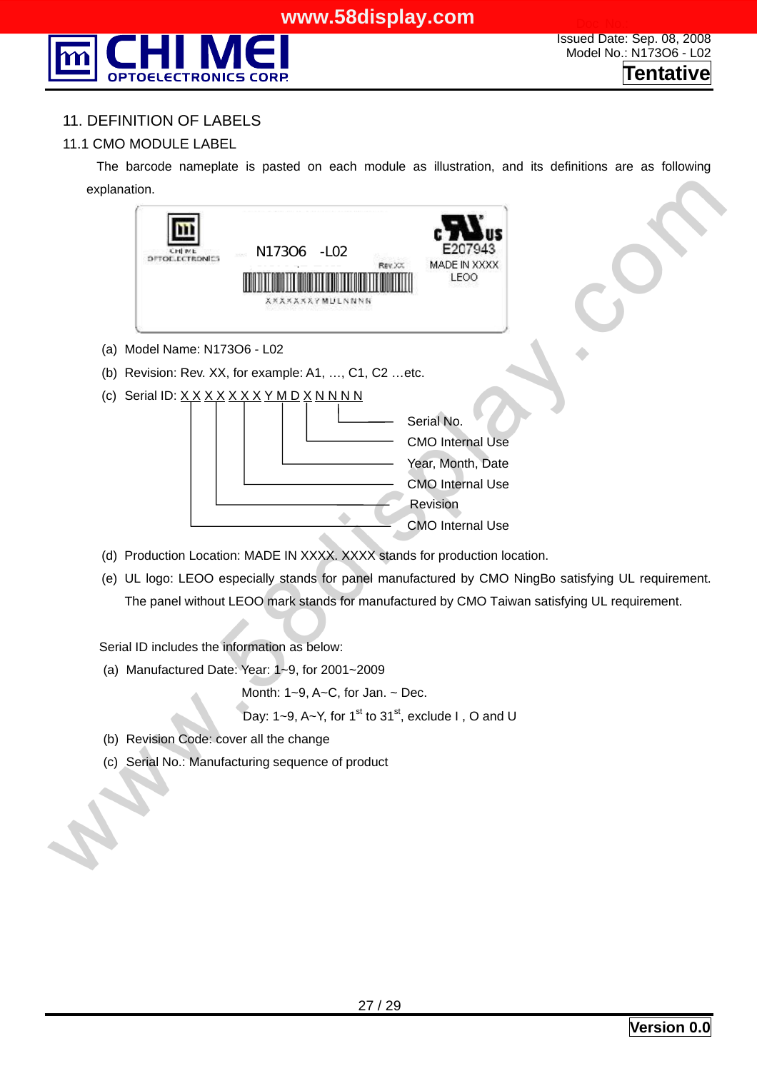# 11. DEFINITION OF LABELS

## 11.1 CMO MODULE LABEL

The barcode nameplate is pasted on each module as illustration, and its definitions are as following explanation.

(a) Model Name: N173O6 - L02

(b) Revision: Rev. XX, for example: A1, …, C1, C2 …etc.

(c) Serial ID: X X X X X X X Y M D X N N N N

- X X (1st–2nd): CMO Internal Use
- X (3rd): Revision
- X X X X (4th–7th): CMO Internal Use
- Y M D: Year, Month, Date
- X: CMO Internal Use
- N N N N: Serial No.

(d) Production Location: MADE IN XXXX. XXXX stands for production location.

(e) UL logo: LEOO especially stands for panel manufactured by CMO NingBo satisfying UL requirement. The panel without LEOO mark stands for manufactured by CMO Taiwan satisfying UL requirement.

Serial ID includes the information as below:

(a) Manufactured Date: Year: 1~9, for 2001~2009

Month: 1~9, A~C, for Jan. ~ Dec.

Day: 1~9, A~Y, for 1st to 31st, exclude I , O and U

(b) Revision Code: cover all the change

(c) Serial No.: Manufacturing sequence of product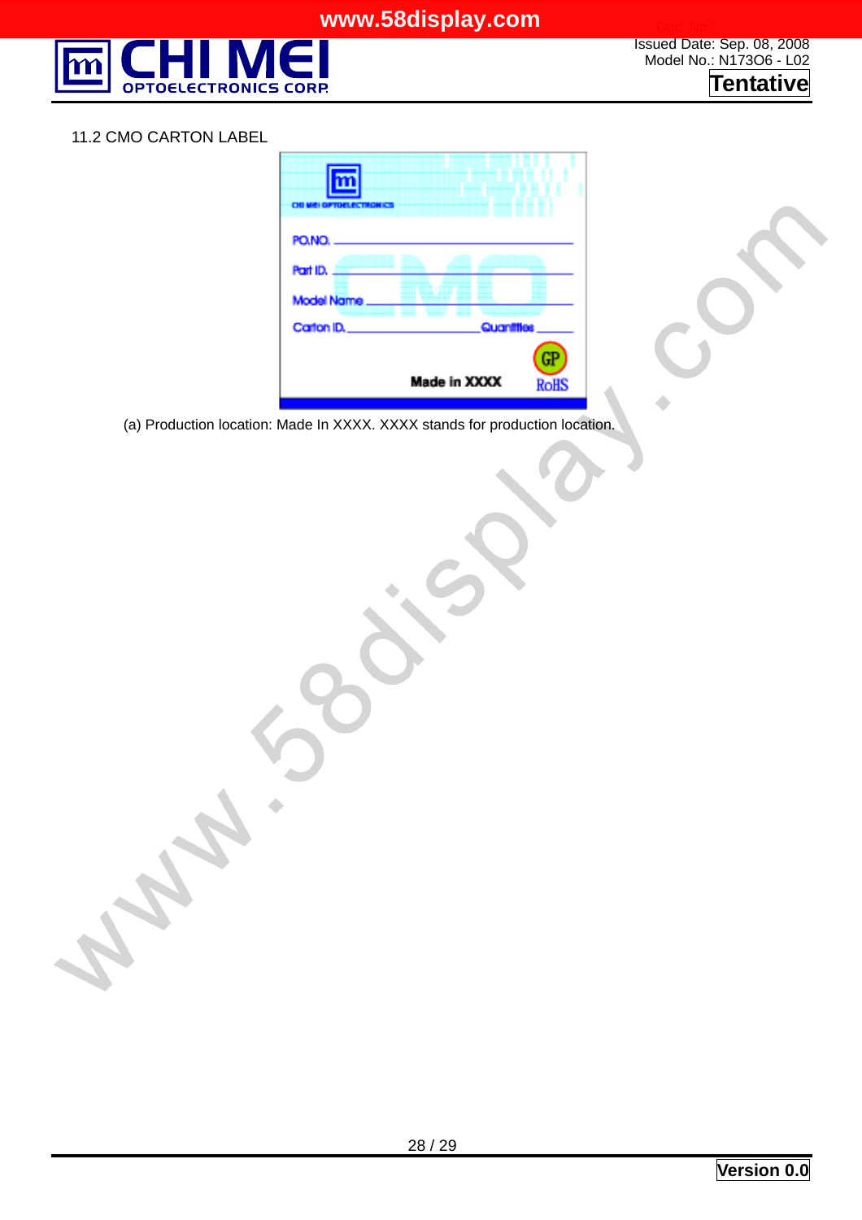11.2 CMO CARTON LABEL

CHI MEI OPTOELECTRONICS

P.O.NO. ____________________

Part ID. ____________________

Model Name ____________________

Carton ID. ____________ Quantities ______

Made in XXXX

GP

RoHS

(a) Production location: Made In XXXX. XXXX stands for production location.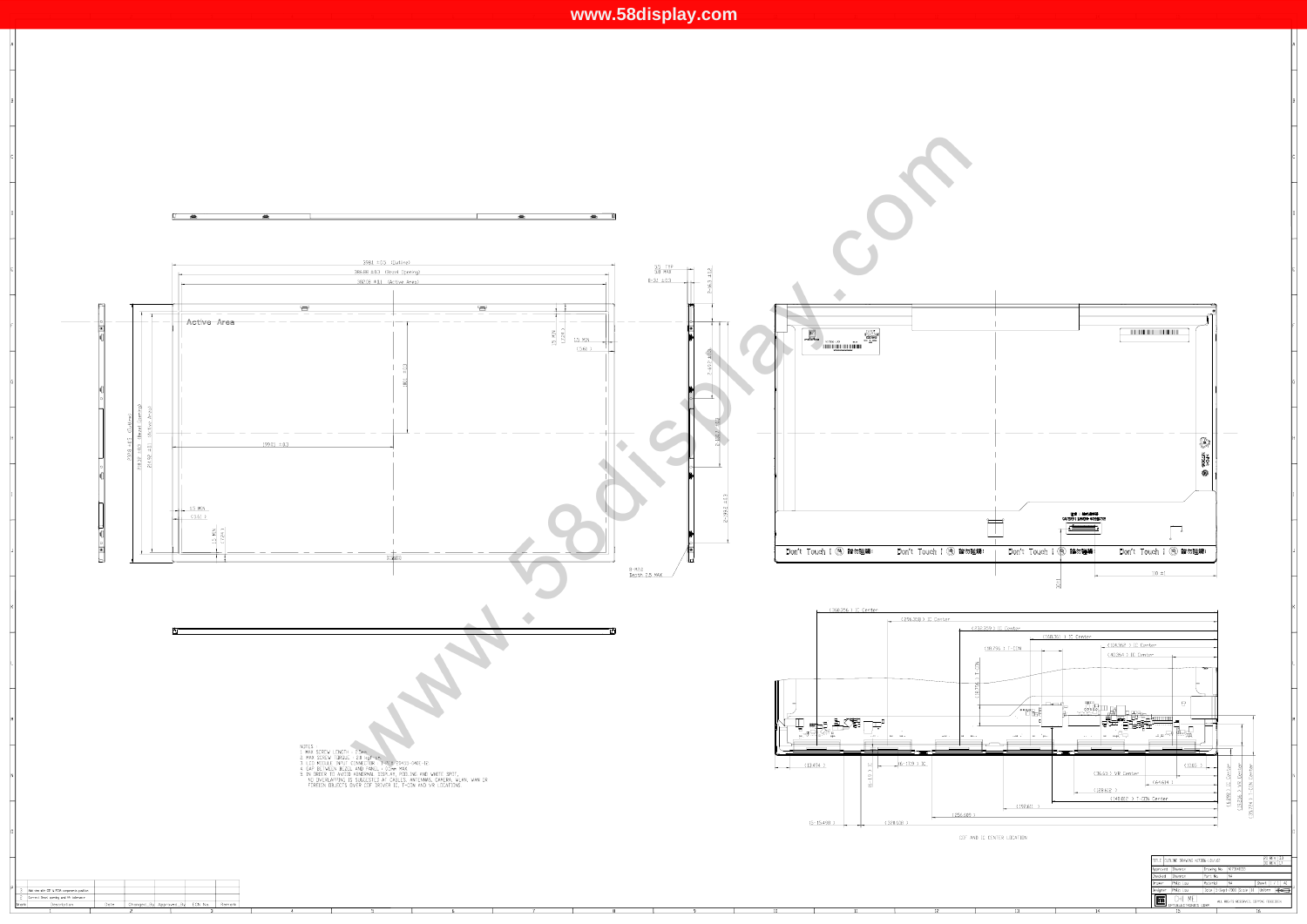www.58display.com

359.1 ±0.3 (Outline)
386.88 ±0.3 (Bezel Opening)
382.08 ±0.1 (Active Area)

Active Area

223.6 ±0.5 (Outline)
218.52 ±0.3 (Bezel Opening)
213.92 ±0.1 (Active Area)

(190.1) ±0.3
180.1 ±0.3

Don't Touch !

COF AND IC CENTER LOCATION

NOTES
1. MAX SCREW LENGTH : 2.5mm
2. MAX SCREW TORQUE : 2.8 kgf-cm
3. LCD MODULE INPUT CONNECTOR : I-PEX 20455-040E-12
4. GAP BETWEEN BEZEL AND PANEL : 1.0mm MAX
5. IN ORDER TO AVOID ABNORMAL DISPLAY, POOLING AND WHITE SPOT, NO OVERLAPPING IS SUGGESTED AT CABLES, ANTENNAS, CAMERA, WLAN, WAN OR FOREIGN OBJECTS OVER COF DRIVER IC, T-CON AND VR LOCATIONS.

8-M2.0
Depth 2.5 MAX

TITLE: OUTLINE DRAWING N173HGE-E11/L11